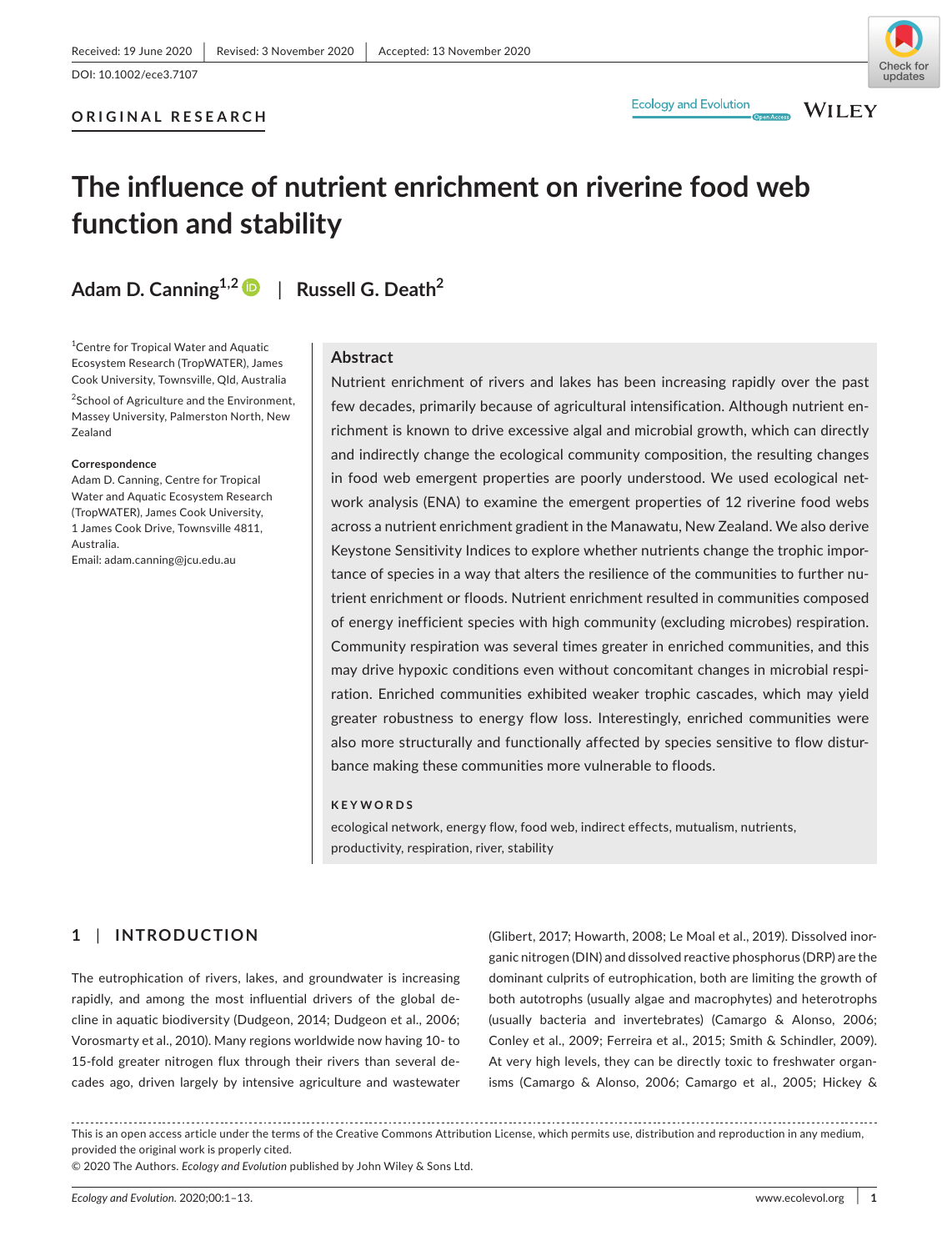Received: 19 June 2020 | Revised: 3 November 2020 | Accepted: 13 November 2020

DOI: 10.1002/ece3.7107

ORIGINAL RESEARCH

# The influence of nutrient enrichment on riverine food web function and stability

**Adam D. Canning[1,2] | Russell G. Death[2]**

[1]Centre for Tropical Water and Aquatic Ecosystem Research (TropWATER), James Cook University, Townsville, Qld, Australia

[2]School of Agriculture and the Environment, Massey University, Palmerston North, New Zealand

**Correspondence**
Adam D. Canning, Centre for Tropical Water and Aquatic Ecosystem Research (TropWATER), James Cook University, 1 James Cook Drive, Townsville 4811, Australia.
Email: adam.canning@jcu.edu.au

## Abstract

Nutrient enrichment of rivers and lakes has been increasing rapidly over the past few decades, primarily because of agricultural intensification. Although nutrient enrichment is known to drive excessive algal and microbial growth, which can directly and indirectly change the ecological community composition, the resulting changes in food web emergent properties are poorly understood. We used ecological network analysis (ENA) to examine the emergent properties of 12 riverine food webs across a nutrient enrichment gradient in the Manawatu, New Zealand. We also derive Keystone Sensitivity Indices to explore whether nutrients change the trophic importance of species in a way that alters the resilience of the communities to further nutrient enrichment or floods. Nutrient enrichment resulted in communities composed of energy inefficient species with high community (excluding microbes) respiration. Community respiration was several times greater in enriched communities, and this may drive hypoxic conditions even without concomitant changes in microbial respiration. Enriched communities exhibited weaker trophic cascades, which may yield greater robustness to energy flow loss. Interestingly, enriched communities were also more structurally and functionally affected by species sensitive to flow disturbance making these communities more vulnerable to floods.

**KEYWORDS**

ecological network, energy flow, food web, indirect effects, mutualism, nutrients, productivity, respiration, river, stability

## 1 | INTRODUCTION

The eutrophication of rivers, lakes, and groundwater is increasing rapidly, and among the most influential drivers of the global decline in aquatic biodiversity (Dudgeon, 2014; Dudgeon et al., 2006; Vorosmarty et al., 2010). Many regions worldwide now having 10- to 15-fold greater nitrogen flux through their rivers than several decades ago, driven largely by intensive agriculture and wastewater (Glibert, 2017; Howarth, 2008; Le Moal et al., 2019). Dissolved inorganic nitrogen (DIN) and dissolved reactive phosphorus (DRP) are the dominant culprits of eutrophication, both are limiting the growth of both autotrophs (usually algae and macrophytes) and heterotrophs (usually bacteria and invertebrates) (Camargo & Alonso, 2006; Conley et al., 2009; Ferreira et al., 2015; Smith & Schindler, 2009). At very high levels, they can be directly toxic to freshwater organisms (Camargo & Alonso, 2006; Camargo et al., 2005; Hickey &

This is an open access article under the terms of the Creative Commons Attribution License, which permits use, distribution and reproduction in any medium, provided the original work is properly cited.
© 2020 The Authors. *Ecology and Evolution* published by John Wiley & Sons Ltd.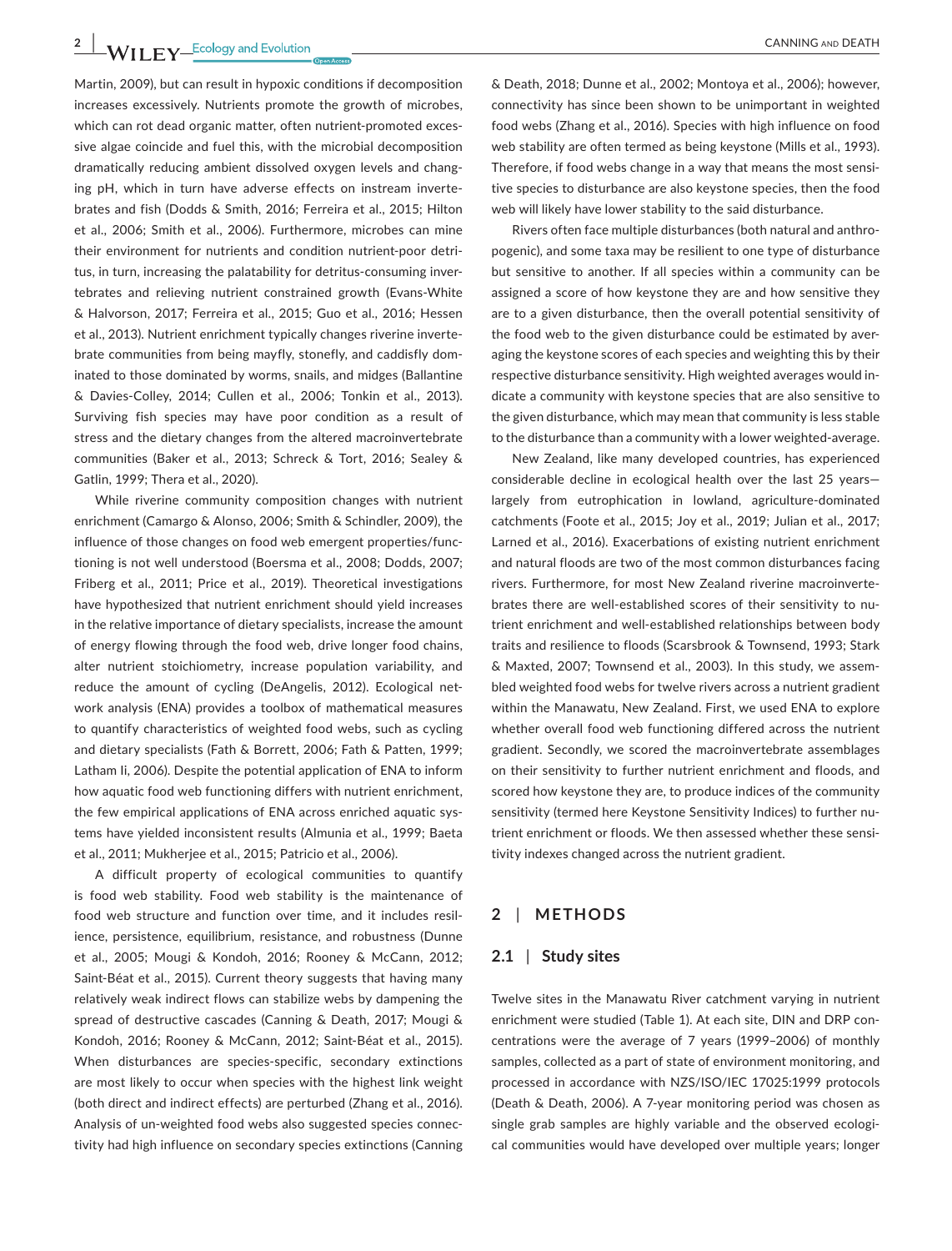Martin, 2009), but can result in hypoxic conditions if decomposition increases excessively. Nutrients promote the growth of microbes, which can rot dead organic matter, often nutrient-promoted excessive algae coincide and fuel this, with the microbial decomposition dramatically reducing ambient dissolved oxygen levels and changing pH, which in turn have adverse effects on instream invertebrates and fish (Dodds & Smith, 2016; Ferreira et al., 2015; Hilton et al., 2006; Smith et al., 2006). Furthermore, microbes can mine their environment for nutrients and condition nutrient-poor detritus, in turn, increasing the palatability for detritus-consuming invertebrates and relieving nutrient constrained growth (Evans-White & Halvorson, 2017; Ferreira et al., 2015; Guo et al., 2016; Hessen et al., 2013). Nutrient enrichment typically changes riverine invertebrate communities from being mayfly, stonefly, and caddisfly dominated to those dominated by worms, snails, and midges (Ballantine & Davies-Colley, 2014; Cullen et al., 2006; Tonkin et al., 2013). Surviving fish species may have poor condition as a result of stress and the dietary changes from the altered macroinvertebrate communities (Baker et al., 2013; Schreck & Tort, 2016; Sealey & Gatlin, 1999; Thera et al., 2020).

While riverine community composition changes with nutrient enrichment (Camargo & Alonso, 2006; Smith & Schindler, 2009), the influence of those changes on food web emergent properties/functioning is not well understood (Boersma et al., 2008; Dodds, 2007; Friberg et al., 2011; Price et al., 2019). Theoretical investigations have hypothesized that nutrient enrichment should yield increases in the relative importance of dietary specialists, increase the amount of energy flowing through the food web, drive longer food chains, alter nutrient stoichiometry, increase population variability, and reduce the amount of cycling (DeAngelis, 2012). Ecological network analysis (ENA) provides a toolbox of mathematical measures to quantify characteristics of weighted food webs, such as cycling and dietary specialists (Fath & Borrett, 2006; Fath & Patten, 1999; Latham Ii, 2006). Despite the potential application of ENA to inform how aquatic food web functioning differs with nutrient enrichment, the few empirical applications of ENA across enriched aquatic systems have yielded inconsistent results (Almunia et al., 1999; Baeta et al., 2011; Mukherjee et al., 2015; Patricio et al., 2006).

A difficult property of ecological communities to quantify is food web stability. Food web stability is the maintenance of food web structure and function over time, and it includes resilience, persistence, equilibrium, resistance, and robustness (Dunne et al., 2005; Mougi & Kondoh, 2016; Rooney & McCann, 2012; Saint-Béat et al., 2015). Current theory suggests that having many relatively weak indirect flows can stabilize webs by dampening the spread of destructive cascades (Canning & Death, 2017; Mougi & Kondoh, 2016; Rooney & McCann, 2012; Saint-Béat et al., 2015). When disturbances are species-specific, secondary extinctions are most likely to occur when species with the highest link weight (both direct and indirect effects) are perturbed (Zhang et al., 2016). Analysis of un-weighted food webs also suggested species connectivity had high influence on secondary species extinctions (Canning & Death, 2018; Dunne et al., 2002; Montoya et al., 2006); however, connectivity has since been shown to be unimportant in weighted food webs (Zhang et al., 2016). Species with high influence on food web stability are often termed as being keystone (Mills et al., 1993). Therefore, if food webs change in a way that means the most sensitive species to disturbance are also keystone species, then the food web will likely have lower stability to the said disturbance.

Rivers often face multiple disturbances (both natural and anthropogenic), and some taxa may be resilient to one type of disturbance but sensitive to another. If all species within a community can be assigned a score of how keystone they are and how sensitive they are to a given disturbance, then the overall potential sensitivity of the food web to the given disturbance could be estimated by averaging the keystone scores of each species and weighting this by their respective disturbance sensitivity. High weighted averages would indicate a community with keystone species that are also sensitive to the given disturbance, which may mean that community is less stable to the disturbance than a community with a lower weighted-average.

New Zealand, like many developed countries, has experienced considerable decline in ecological health over the last 25 years—largely from eutrophication in lowland, agriculture-dominated catchments (Foote et al., 2015; Joy et al., 2019; Julian et al., 2017; Larned et al., 2016). Exacerbations of existing nutrient enrichment and natural floods are two of the most common disturbances facing rivers. Furthermore, for most New Zealand riverine macroinvertebrates there are well-established scores of their sensitivity to nutrient enrichment and well-established relationships between body traits and resilience to floods (Scarsbrook & Townsend, 1993; Stark & Maxted, 2007; Townsend et al., 2003). In this study, we assembled weighted food webs for twelve rivers across a nutrient gradient within the Manawatu, New Zealand. First, we used ENA to explore whether overall food web functioning differed across the nutrient gradient. Secondly, we scored the macroinvertebrate assemblages on their sensitivity to further nutrient enrichment and floods, and scored how keystone they are, to produce indices of the community sensitivity (termed here Keystone Sensitivity Indices) to further nutrient enrichment or floods. We then assessed whether these sensitivity indexes changed across the nutrient gradient.

## 2 | METHODS

### 2.1 | Study sites

Twelve sites in the Manawatu River catchment varying in nutrient enrichment were studied (Table 1). At each site, DIN and DRP concentrations were the average of 7 years (1999–2006) of monthly samples, collected as a part of state of environment monitoring, and processed in accordance with NZS/ISO/IEC 17025:1999 protocols (Death & Death, 2006). A 7-year monitoring period was chosen as single grab samples are highly variable and the observed ecological communities would have developed over multiple years; longer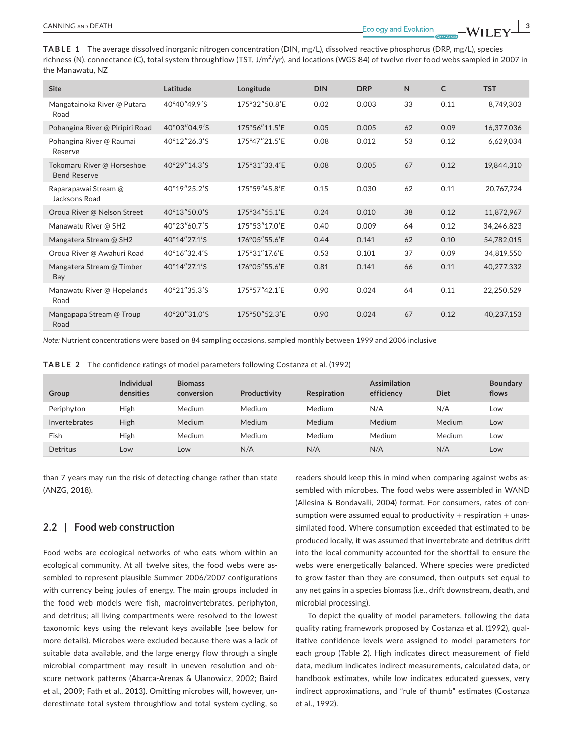**TABLE 1** The average dissolved inorganic nitrogen concentration (DIN, mg/L), dissolved reactive phosphorus (DRP, mg/L), species richness (N), connectance (C), total system throughflow (TST, J/m$^2$/yr), and locations (WGS 84) of twelve river food webs sampled in 2007 in the Manawatu, NZ

| Site | Latitude | Longitude | DIN | DRP | N | C | TST |
|---|---|---|---|---|---|---|---|
| Mangatainoka River @ Putara Road | 40°40″49.9′S | 175°32″50.8′E | 0.02 | 0.003 | 33 | 0.11 | 8,749,303 |
| Pohangina River @ Piripiri Road | 40°03″04.9′S | 175°56″11.5′E | 0.05 | 0.005 | 62 | 0.09 | 16,377,036 |
| Pohangina River @ Raumai Reserve | 40°12″26.3′S | 175°47″21.5′E | 0.08 | 0.012 | 53 | 0.12 | 6,629,034 |
| Tokomaru River @ Horseshoe Bend Reserve | 40°29″14.3′S | 175°31″33.4′E | 0.08 | 0.005 | 67 | 0.12 | 19,844,310 |
| Raparapawai Stream @ Jacksons Road | 40°19″25.2′S | 175°59″45.8′E | 0.15 | 0.030 | 62 | 0.11 | 20,767,724 |
| Oroua River @ Nelson Street | 40°13″50.0′S | 175°34″55.1′E | 0.24 | 0.010 | 38 | 0.12 | 11,872,967 |
| Manawatu River @ SH2 | 40°23″60.7′S | 175°53″17.0′E | 0.40 | 0.009 | 64 | 0.12 | 34,246,823 |
| Mangatera Stream @ SH2 | 40°14″27.1′S | 176°05″55.6′E | 0.44 | 0.141 | 62 | 0.10 | 54,782,015 |
| Oroua River @ Awahuri Road | 40°16″32.4′S | 175°31″17.6′E | 0.53 | 0.101 | 37 | 0.09 | 34,819,550 |
| Mangatera Stream @ Timber Bay | 40°14″27.1′S | 176°05″55.6′E | 0.81 | 0.141 | 66 | 0.11 | 40,277,332 |
| Manawatu River @ Hopelands Road | 40°21″35.3′S | 175°57″42.1′E | 0.90 | 0.024 | 64 | 0.11 | 22,250,529 |
| Mangapapa Stream @ Troup Road | 40°20″31.0′S | 175°50″52.3′E | 0.90 | 0.024 | 67 | 0.12 | 40,237,153 |

*Note:* Nutrient concentrations were based on 84 sampling occasions, sampled monthly between 1999 and 2006 inclusive

**TABLE 2** The confidence ratings of model parameters following Costanza et al. (1992)

| Group | Individual densities | Biomass conversion | Productivity | Respiration | Assimilation efficiency | Diet | Boundary flows |
|---|---|---|---|---|---|---|---|
| Periphyton | High | Medium | Medium | Medium | N/A | N/A | Low |
| Invertebrates | High | Medium | Medium | Medium | Medium | Medium | Low |
| Fish | High | Medium | Medium | Medium | Medium | Medium | Low |
| Detritus | Low | Low | N/A | N/A | N/A | N/A | Low |

than 7 years may run the risk of detecting change rather than state (ANZG, 2018).

## 2.2 | Food web construction

Food webs are ecological networks of who eats whom within an ecological community. At all twelve sites, the food webs were assembled to represent plausible Summer 2006/2007 configurations with currency being joules of energy. The main groups included in the food web models were fish, macroinvertebrates, periphyton, and detritus; all living compartments were resolved to the lowest taxonomic keys using the relevant keys available (see below for more details). Microbes were excluded because there was a lack of suitable data available, and the large energy flow through a single microbial compartment may result in uneven resolution and obscure network patterns (Abarca-Arenas & Ulanowicz, 2002; Baird et al., 2009; Fath et al., 2013). Omitting microbes will, however, underestimate total system throughflow and total system cycling, so readers should keep this in mind when comparing against webs assembled with microbes. The food webs were assembled in WAND (Allesina & Bondavalli, 2004) format. For consumers, rates of consumption were assumed equal to productivity + respiration + unassimilated food. Where consumption exceeded that estimated to be produced locally, it was assumed that invertebrate and detritus drift into the local community accounted for the shortfall to ensure the webs were energetically balanced. Where species were predicted to grow faster than they are consumed, then outputs set equal to any net gains in a species biomass (i.e., drift downstream, death, and microbial processing).

To depict the quality of model parameters, following the data quality rating framework proposed by Costanza et al. (1992), qualitative confidence levels were assigned to model parameters for each group (Table 2). High indicates direct measurement of field data, medium indicates indirect measurements, calculated data, or handbook estimates, while low indicates educated guesses, very indirect approximations, and "rule of thumb" estimates (Costanza et al., 1992).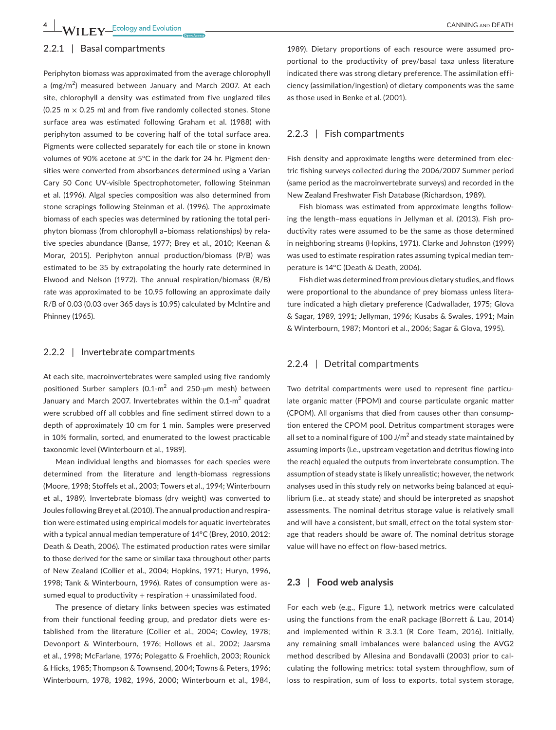### 2.2.1 | Basal compartments

Periphyton biomass was approximated from the average chlorophyll a (mg/m$^2$) measured between January and March 2007. At each site, chlorophyll a density was estimated from five unglazed tiles (0.25 m × 0.25 m) and from five randomly collected stones. Stone surface area was estimated following Graham et al. (1988) with periphyton assumed to be covering half of the total surface area. Pigments were collected separately for each tile or stone in known volumes of 90% acetone at 5°C in the dark for 24 hr. Pigment densities were converted from absorbances determined using a Varian Cary 50 Conc UV-visible Spectrophotometer, following Steinman et al. (1996). Algal species composition was also determined from stone scrapings following Steinman et al. (1996). The approximate biomass of each species was determined by rationing the total periphyton biomass (from chlorophyll a–biomass relationships) by relative species abundance (Banse, 1977; Brey et al., 2010; Keenan & Morar, 2015). Periphyton annual production/biomass (P/B) was estimated to be 35 by extrapolating the hourly rate determined in Elwood and Nelson (1972). The annual respiration/biomass (R/B) rate was approximated to be 10.95 following an approximate daily R/B of 0.03 (0.03 over 365 days is 10.95) calculated by McIntire and Phinney (1965).

### 2.2.2 | Invertebrate compartments

At each site, macroinvertebrates were sampled using five randomly positioned Surber samplers (0.1-m$^2$ and 250-µm mesh) between January and March 2007. Invertebrates within the 0.1-m$^2$ quadrat were scrubbed off all cobbles and fine sediment stirred down to a depth of approximately 10 cm for 1 min. Samples were preserved in 10% formalin, sorted, and enumerated to the lowest practicable taxonomic level (Winterbourn et al., 1989).

Mean individual lengths and biomasses for each species were determined from the literature and length-biomass regressions (Moore, 1998; Stoffels et al., 2003; Towers et al., 1994; Winterbourn et al., 1989). Invertebrate biomass (dry weight) was converted to Joules following Brey et al. (2010). The annual production and respiration were estimated using empirical models for aquatic invertebrates with a typical annual median temperature of 14°C (Brey, 2010, 2012; Death & Death, 2006). The estimated production rates were similar to those derived for the same or similar taxa throughout other parts of New Zealand (Collier et al., 2004; Hopkins, 1971; Huryn, 1996, 1998; Tank & Winterbourn, 1996). Rates of consumption were assumed equal to productivity + respiration + unassimilated food.

The presence of dietary links between species was estimated from their functional feeding group, and predator diets were established from the literature (Collier et al., 2004; Cowley, 1978; Devonport & Winterbourn, 1976; Hollows et al., 2002; Jaarsma et al., 1998; McFarlane, 1976; Polegatto & Froehlich, 2003; Rounick & Hicks, 1985; Thompson & Townsend, 2004; Towns & Peters, 1996; Winterbourn, 1978, 1982, 1996, 2000; Winterbourn et al., 1984, 1989). Dietary proportions of each resource were assumed proportional to the productivity of prey/basal taxa unless literature indicated there was strong dietary preference. The assimilation efficiency (assimilation/ingestion) of dietary components was the same as those used in Benke et al. (2001).

### 2.2.3 | Fish compartments

Fish density and approximate lengths were determined from electric fishing surveys collected during the 2006/2007 Summer period (same period as the macroinvertebrate surveys) and recorded in the New Zealand Freshwater Fish Database (Richardson, 1989).

Fish biomass was estimated from approximate lengths following the length–mass equations in Jellyman et al. (2013). Fish productivity rates were assumed to be the same as those determined in neighboring streams (Hopkins, 1971). Clarke and Johnston (1999) was used to estimate respiration rates assuming typical median temperature is 14°C (Death & Death, 2006).

Fish diet was determined from previous dietary studies, and flows were proportional to the abundance of prey biomass unless literature indicated a high dietary preference (Cadwallader, 1975; Glova & Sagar, 1989, 1991; Jellyman, 1996; Kusabs & Swales, 1991; Main & Winterbourn, 1987; Montori et al., 2006; Sagar & Glova, 1995).

### 2.2.4 | Detrital compartments

Two detrital compartments were used to represent fine particulate organic matter (FPOM) and course particulate organic matter (CPOM). All organisms that died from causes other than consumption entered the CPOM pool. Detritus compartment storages were all set to a nominal figure of 100 J/m$^2$ and steady state maintained by assuming imports (i.e., upstream vegetation and detritus flowing into the reach) equaled the outputs from invertebrate consumption. The assumption of steady state is likely unrealistic; however, the network analyses used in this study rely on networks being balanced at equilibrium (i.e., at steady state) and should be interpreted as snapshot assessments. The nominal detritus storage value is relatively small and will have a consistent, but small, effect on the total system storage that readers should be aware of. The nominal detritus storage value will have no effect on flow-based metrics.

## 2.3 | Food web analysis

For each web (e.g., Figure 1.), network metrics were calculated using the functions from the enaR package (Borrett & Lau, 2014) and implemented within R 3.3.1 (R Core Team, 2016). Initially, any remaining small imbalances were balanced using the AVG2 method described by Allesina and Bondavalli (2003) prior to calculating the following metrics: total system throughflow, sum of loss to respiration, sum of loss to exports, total system storage,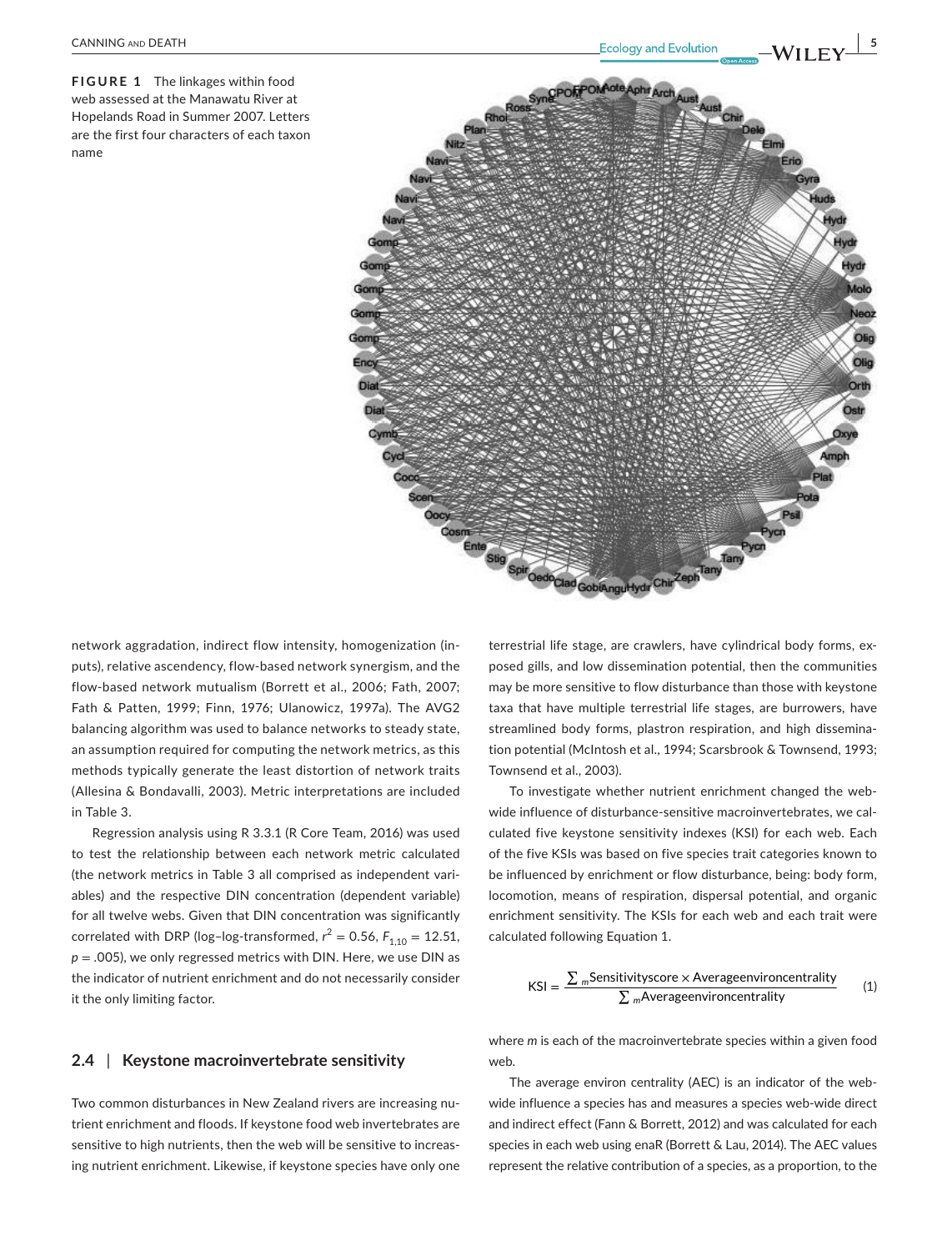**FIGURE 1** The linkages within food web assessed at the Manawatu River at Hopelands Road in Summer 2007. Letters are the first four characters of each taxon name

network aggradation, indirect flow intensity, homogenization (inputs), relative ascendency, flow-based network synergism, and the flow-based network mutualism (Borrett et al., 2006; Fath, 2007; Fath & Patten, 1999; Finn, 1976; Ulanowicz, 1997a). The AVG2 balancing algorithm was used to balance networks to steady state, an assumption required for computing the network metrics, as this methods typically generate the least distortion of network traits (Allesina & Bondavalli, 2003). Metric interpretations are included in Table 3.

Regression analysis using R 3.3.1 (R Core Team, 2016) was used to test the relationship between each network metric calculated (the network metrics in Table 3 all comprised as independent variables) and the respective DIN concentration (dependent variable) for all twelve webs. Given that DIN concentration was significantly correlated with DRP (log–log-transformed, $r^2 = 0.56$, $F_{1,10} = 12.51$, $p = .005$), we only regressed metrics with DIN. Here, we use DIN as the indicator of nutrient enrichment and do not necessarily consider it the only limiting factor.

## 2.4 | Keystone macroinvertebrate sensitivity

Two common disturbances in New Zealand rivers are increasing nutrient enrichment and floods. If keystone food web invertebrates are sensitive to high nutrients, then the web will be sensitive to increasing nutrient enrichment. Likewise, if keystone species have only one terrestrial life stage, are crawlers, have cylindrical body forms, exposed gills, and low dissemination potential, then the communities may be more sensitive to flow disturbance than those with keystone taxa that have multiple terrestrial life stages, are burrowers, have streamlined body forms, plastron respiration, and high dissemination potential (McIntosh et al., 1994; Scarsbrook & Townsend, 1993; Townsend et al., 2003).

To investigate whether nutrient enrichment changed the web-wide influence of disturbance-sensitive macroinvertebrates, we calculated five keystone sensitivity indexes (KSI) for each web. Each of the five KSIs was based on five species trait categories known to be influenced by enrichment or flow disturbance, being: body form, locomotion, means of respiration, dispersal potential, and organic enrichment sensitivity. The KSIs for each web and each trait were calculated following Equation 1.

$$\mathrm{KSI} = \frac{\sum_{m} \mathrm{Sensitivityscore} \times \mathrm{Averageenvironcentrality}}{\sum_{m} \mathrm{Averageenvironcentrality}} \qquad (1)$$

where $m$ is each of the macroinvertebrate species within a given food web.

The average environ centrality (AEC) is an indicator of the web-wide influence a species has and measures a species web-wide direct and indirect effect (Fann & Borrett, 2012) and was calculated for each species in each web using enaR (Borrett & Lau, 2014). The AEC values represent the relative contribution of a species, as a proportion, to the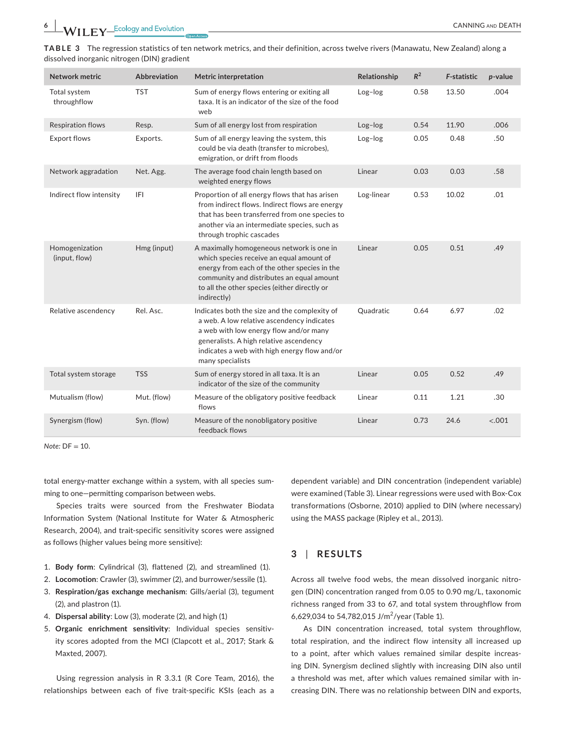**TABLE 3** The regression statistics of ten network metrics, and their definition, across twelve rivers (Manawatu, New Zealand) along a dissolved inorganic nitrogen (DIN) gradient

| Network metric | Abbreviation | Metric interpretation | Relationship | $R^2$ | F-statistic | p-value |
|---|---|---|---|---|---|---|
| Total system throughflow | TST | Sum of energy flows entering or exiting all taxa. It is an indicator of the size of the food web | Log–log | 0.58 | 13.50 | .004 |
| Respiration flows | Resp. | Sum of all energy lost from respiration | Log–log | 0.54 | 11.90 | .006 |
| Export flows | Exports. | Sum of all energy leaving the system, this could be via death (transfer to microbes), emigration, or drift from floods | Log–log | 0.05 | 0.48 | .50 |
| Network aggradation | Net. Agg. | The average food chain length based on weighted energy flows | Linear | 0.03 | 0.03 | .58 |
| Indirect flow intensity | IFI | Proportion of all energy flows that has arisen from indirect flows. Indirect flows are energy that has been transferred from one species to another via an intermediate species, such as through trophic cascades | Log-linear | 0.53 | 10.02 | .01 |
| Homogenization (input, flow) | Hmg (input) | A maximally homogeneous network is one in which species receive an equal amount of energy from each of the other species in the community and distributes an equal amount to all the other species (either directly or indirectly) | Linear | 0.05 | 0.51 | .49 |
| Relative ascendency | Rel. Asc. | Indicates both the size and the complexity of a web. A low relative ascendency indicates a web with low energy flow and/or many generalists. A high relative ascendency indicates a web with high energy flow and/or many specialists | Quadratic | 0.64 | 6.97 | .02 |
| Total system storage | TSS | Sum of energy stored in all taxa. It is an indicator of the size of the community | Linear | 0.05 | 0.52 | .49 |
| Mutualism (flow) | Mut. (flow) | Measure of the obligatory positive feedback flows | Linear | 0.11 | 1.21 | .30 |
| Synergism (flow) | Syn. (flow) | Measure of the nonobligatory positive feedback flows | Linear | 0.73 | 24.6 | <.001 |

*Note:* DF = 10.

total energy-matter exchange within a system, with all species summing to one—permitting comparison between webs.

Species traits were sourced from the Freshwater Biodata Information System (National Institute for Water & Atmospheric Research, 2004), and trait-specific sensitivity scores were assigned as follows (higher values being more sensitive):

1. **Body form**: Cylindrical (3), flattened (2), and streamlined (1).
2. **Locomotion**: Crawler (3), swimmer (2), and burrower/sessile (1).
3. **Respiration/gas exchange mechanism**: Gills/aerial (3), tegument (2), and plastron (1).
4. **Dispersal ability**: Low (3), moderate (2), and high (1)
5. **Organic enrichment sensitivity**: Individual species sensitivity scores adopted from the MCI (Clapcott et al., 2017; Stark & Maxted, 2007).

Using regression analysis in R 3.3.1 (R Core Team, 2016), the relationships between each of five trait-specific KSIs (each as a dependent variable) and DIN concentration (independent variable) were examined (Table 3). Linear regressions were used with Box-Cox transformations (Osborne, 2010) applied to DIN (where necessary) using the MASS package (Ripley et al., 2013).

## 3 | RESULTS

Across all twelve food webs, the mean dissolved inorganic nitrogen (DIN) concentration ranged from 0.05 to 0.90 mg/L, taxonomic richness ranged from 33 to 67, and total system throughflow from 6,629,034 to 54,782,015 J/m$^2$/year (Table 1).

As DIN concentration increased, total system throughflow, total respiration, and the indirect flow intensity all increased up to a point, after which values remained similar despite increasing DIN. Synergism declined slightly with increasing DIN also until a threshold was met, after which values remained similar with increasing DIN. There was no relationship between DIN and exports,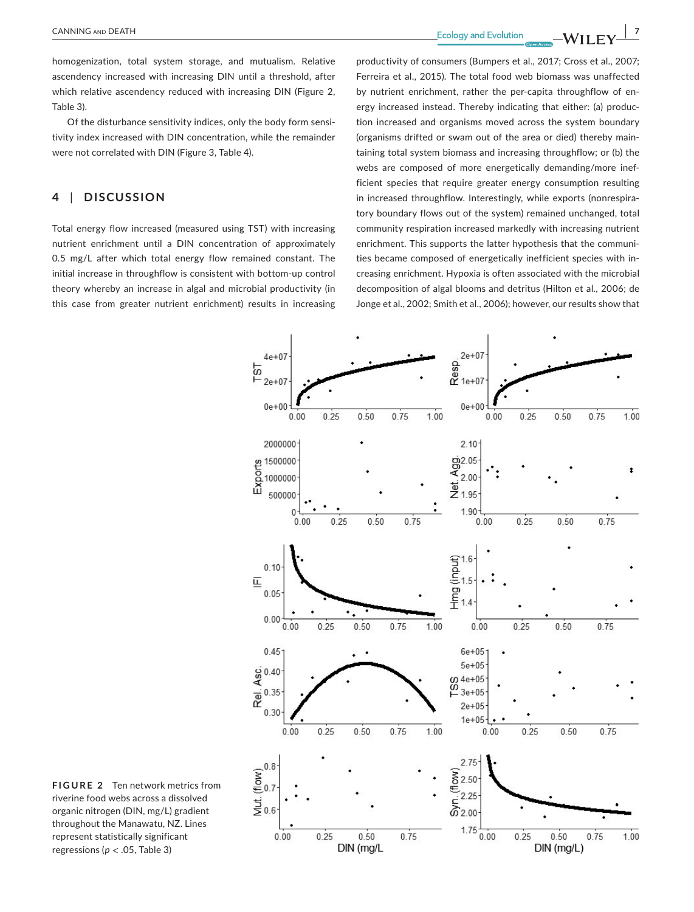homogenization, total system storage, and mutualism. Relative ascendency increased with increasing DIN until a threshold, after which relative ascendency reduced with increasing DIN (Figure 2, Table 3).

Of the disturbance sensitivity indices, only the body form sensitivity index increased with DIN concentration, while the remainder were not correlated with DIN (Figure 3, Table 4).

## 4 | DISCUSSION

Total energy flow increased (measured using TST) with increasing nutrient enrichment until a DIN concentration of approximately 0.5 mg/L after which total energy flow remained constant. The initial increase in throughflow is consistent with bottom-up control theory whereby an increase in algal and microbial productivity (in this case from greater nutrient enrichment) results in increasing productivity of consumers (Bumpers et al., 2017; Cross et al., 2007; Ferreira et al., 2015). The total food web biomass was unaffected by nutrient enrichment, rather the per-capita throughflow of energy increased instead. Thereby indicating that either: (a) production increased and organisms moved across the system boundary (organisms drifted or swam out of the area or died) thereby maintaining total system biomass and increasing throughflow; or (b) the webs are composed of more energetically demanding/more inefficient species that require greater energy consumption resulting in increased throughflow. Interestingly, while exports (nonrespiratory boundary flows out of the system) remained unchanged, total community respiration increased markedly with increasing nutrient enrichment. This supports the latter hypothesis that the communities became composed of energetically inefficient species with increasing enrichment. Hypoxia is often associated with the microbial decomposition of algal blooms and detritus (Hilton et al., 2006; de Jonge et al., 2002; Smith et al., 2006); however, our results show that

**FIGURE 2** Ten network metrics from riverine food webs across a dissolved organic nitrogen (DIN, mg/L) gradient throughout the Manawatu, NZ. Lines represent statistically significant regressions ($p < .05$, Table 3)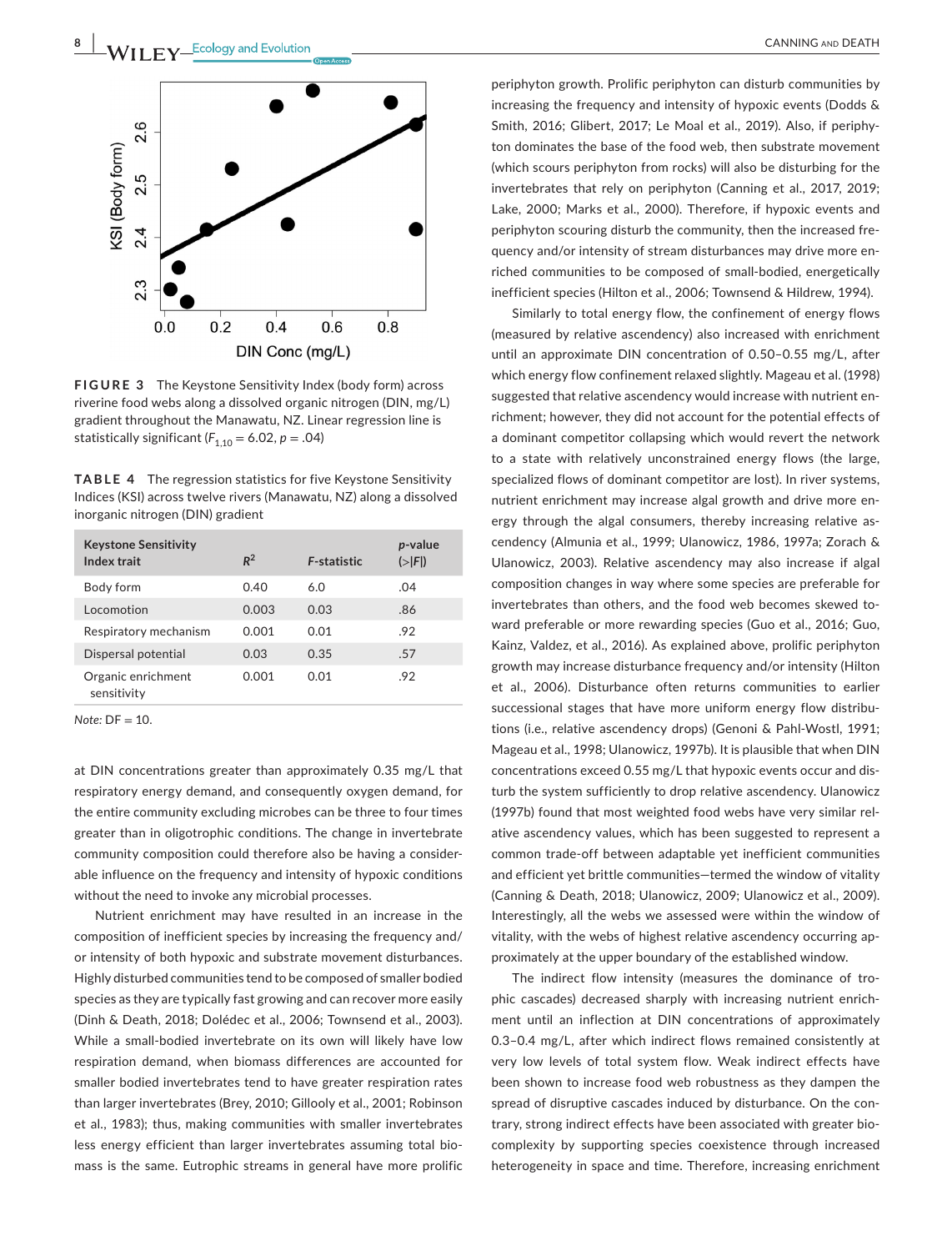**FIGURE 3** The Keystone Sensitivity Index (body form) across riverine food webs along a dissolved organic nitrogen (DIN, mg/L) gradient throughout the Manawatu, NZ. Linear regression line is statistically significant ($F_{1,10} = 6.02$, $p = .04$)

**TABLE 4** The regression statistics for five Keystone Sensitivity Indices (KSI) across twelve rivers (Manawatu, NZ) along a dissolved inorganic nitrogen (DIN) gradient

| Keystone Sensitivity Index trait | $R^2$ | F-statistic | p-value (>\|F\|) |
|---|---|---|---|
| Body form | 0.40 | 6.0 | .04 |
| Locomotion | 0.003 | 0.03 | .86 |
| Respiratory mechanism | 0.001 | 0.01 | .92 |
| Dispersal potential | 0.03 | 0.35 | .57 |
| Organic enrichment sensitivity | 0.001 | 0.01 | .92 |

*Note:* DF = 10.

at DIN concentrations greater than approximately 0.35 mg/L that respiratory energy demand, and consequently oxygen demand, for the entire community excluding microbes can be three to four times greater than in oligotrophic conditions. The change in invertebrate community composition could therefore also be having a considerable influence on the frequency and intensity of hypoxic conditions without the need to invoke any microbial processes.

Nutrient enrichment may have resulted in an increase in the composition of inefficient species by increasing the frequency and/or intensity of both hypoxic and substrate movement disturbances. Highly disturbed communities tend to be composed of smaller bodied species as they are typically fast growing and can recover more easily (Dinh & Death, 2018; Dolédec et al., 2006; Townsend et al., 2003). While a small-bodied invertebrate on its own will likely have low respiration demand, when biomass differences are accounted for smaller bodied invertebrates tend to have greater respiration rates than larger invertebrates (Brey, 2010; Gillooly et al., 2001; Robinson et al., 1983); thus, making communities with smaller invertebrates less energy efficient than larger invertebrates assuming total biomass is the same. Eutrophic streams in general have more prolific periphyton growth. Prolific periphyton can disturb communities by increasing the frequency and intensity of hypoxic events (Dodds & Smith, 2016; Glibert, 2017; Le Moal et al., 2019). Also, if periphyton dominates the base of the food web, then substrate movement (which scours periphyton from rocks) will also be disturbing for the invertebrates that rely on periphyton (Canning et al., 2017, 2019; Lake, 2000; Marks et al., 2000). Therefore, if hypoxic events and periphyton scouring disturb the community, then the increased frequency and/or intensity of stream disturbances may drive more enriched communities to be composed of small-bodied, energetically inefficient species (Hilton et al., 2006; Townsend & Hildrew, 1994).

Similarly to total energy flow, the confinement of energy flows (measured by relative ascendency) also increased with enrichment until an approximate DIN concentration of 0.50–0.55 mg/L, after which energy flow confinement relaxed slightly. Mageau et al. (1998) suggested that relative ascendency would increase with nutrient enrichment; however, they did not account for the potential effects of a dominant competitor collapsing which would revert the network to a state with relatively unconstrained energy flows (the large, specialized flows of dominant competitor are lost). In river systems, nutrient enrichment may increase algal growth and drive more energy through the algal consumers, thereby increasing relative ascendency (Almunia et al., 1999; Ulanowicz, 1986, 1997a; Zorach & Ulanowicz, 2003). Relative ascendency may also increase if algal composition changes in way where some species are preferable for invertebrates than others, and the food web becomes skewed toward preferable or more rewarding species (Guo et al., 2016; Guo, Kainz, Valdez, et al., 2016). As explained above, prolific periphyton growth may increase disturbance frequency and/or intensity (Hilton et al., 2006). Disturbance often returns communities to earlier successional stages that have more uniform energy flow distributions (i.e., relative ascendency drops) (Genoni & Pahl-Wostl, 1991; Mageau et al., 1998; Ulanowicz, 1997b). It is plausible that when DIN concentrations exceed 0.55 mg/L that hypoxic events occur and disturb the system sufficiently to drop relative ascendency. Ulanowicz (1997b) found that most weighted food webs have very similar relative ascendency values, which has been suggested to represent a common trade-off between adaptable yet inefficient communities and efficient yet brittle communities—termed the window of vitality (Canning & Death, 2018; Ulanowicz, 2009; Ulanowicz et al., 2009). Interestingly, all the webs we assessed were within the window of vitality, with the webs of highest relative ascendency occurring approximately at the upper boundary of the established window.

The indirect flow intensity (measures the dominance of trophic cascades) decreased sharply with increasing nutrient enrichment until an inflection at DIN concentrations of approximately 0.3–0.4 mg/L, after which indirect flows remained consistently at very low levels of total system flow. Weak indirect effects have been shown to increase food web robustness as they dampen the spread of disruptive cascades induced by disturbance. On the contrary, strong indirect effects have been associated with greater biocomplexity by supporting species coexistence through increased heterogeneity in space and time. Therefore, increasing enrichment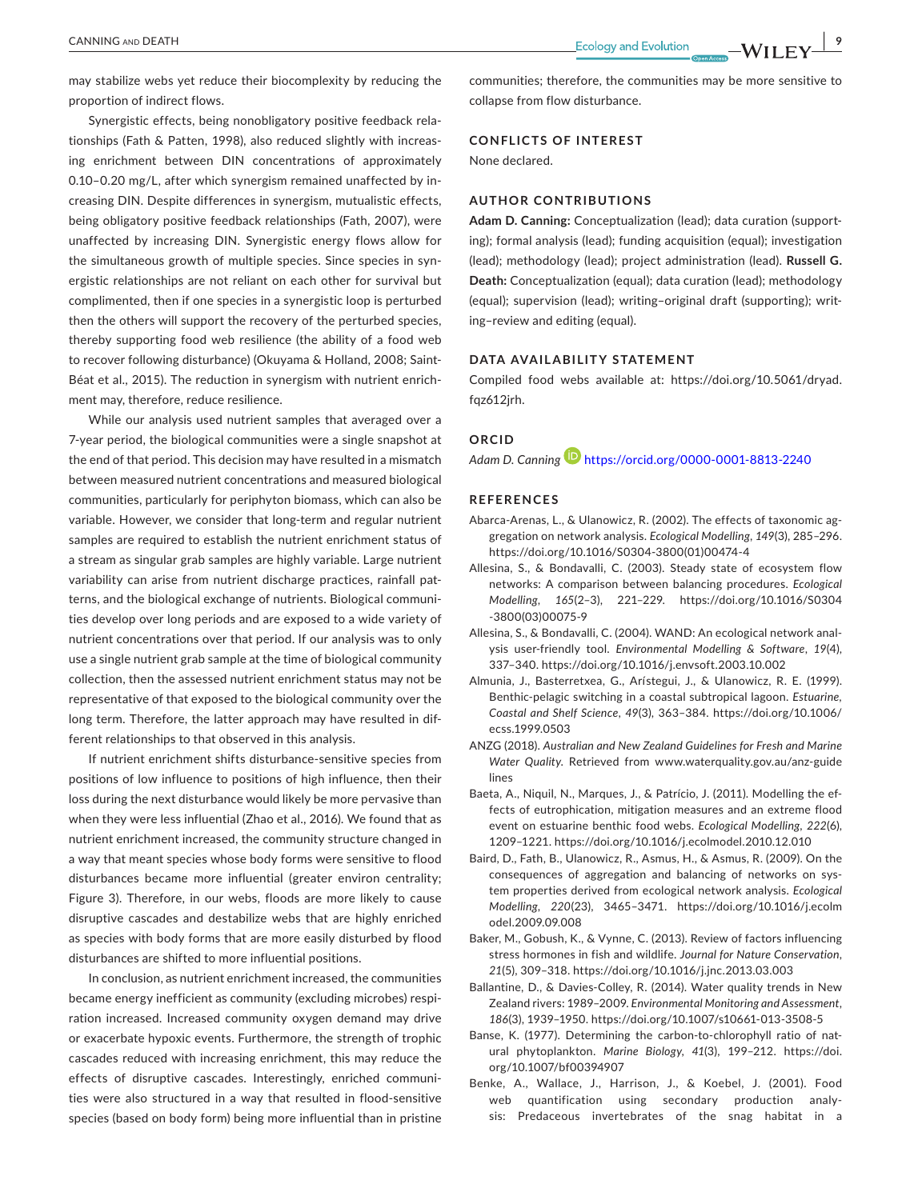may stabilize webs yet reduce their biocomplexity by reducing the proportion of indirect flows.

Synergistic effects, being nonobligatory positive feedback relationships (Fath & Patten, 1998), also reduced slightly with increasing enrichment between DIN concentrations of approximately 0.10–0.20 mg/L, after which synergism remained unaffected by increasing DIN. Despite differences in synergism, mutualistic effects, being obligatory positive feedback relationships (Fath, 2007), were unaffected by increasing DIN. Synergistic energy flows allow for the simultaneous growth of multiple species. Since species in synergistic relationships are not reliant on each other for survival but complimented, then if one species in a synergistic loop is perturbed then the others will support the recovery of the perturbed species, thereby supporting food web resilience (the ability of a food web to recover following disturbance) (Okuyama & Holland, 2008; Saint-Béat et al., 2015). The reduction in synergism with nutrient enrichment may, therefore, reduce resilience.

While our analysis used nutrient samples that averaged over a 7-year period, the biological communities were a single snapshot at the end of that period. This decision may have resulted in a mismatch between measured nutrient concentrations and measured biological communities, particularly for periphyton biomass, which can also be variable. However, we consider that long-term and regular nutrient samples are required to establish the nutrient enrichment status of a stream as singular grab samples are highly variable. Large nutrient variability can arise from nutrient discharge practices, rainfall patterns, and the biological exchange of nutrients. Biological communities develop over long periods and are exposed to a wide variety of nutrient concentrations over that period. If our analysis was to only use a single nutrient grab sample at the time of biological community collection, then the assessed nutrient enrichment status may not be representative of that exposed to the biological community over the long term. Therefore, the latter approach may have resulted in different relationships to that observed in this analysis.

If nutrient enrichment shifts disturbance-sensitive species from positions of low influence to positions of high influence, then their loss during the next disturbance would likely be more pervasive than when they were less influential (Zhao et al., 2016). We found that as nutrient enrichment increased, the community structure changed in a way that meant species whose body forms were sensitive to flood disturbances became more influential (greater environ centrality; Figure 3). Therefore, in our webs, floods are more likely to cause disruptive cascades and destabilize webs that are highly enriched as species with body forms that are more easily disturbed by flood disturbances are shifted to more influential positions.

In conclusion, as nutrient enrichment increased, the communities became energy inefficient as community (excluding microbes) respiration increased. Increased community oxygen demand may drive or exacerbate hypoxic events. Furthermore, the strength of trophic cascades reduced with increasing enrichment, this may reduce the effects of disruptive cascades. Interestingly, enriched communities were also structured in a way that resulted in flood-sensitive species (based on body form) being more influential than in pristine communities; therefore, the communities may be more sensitive to collapse from flow disturbance.

## CONFLICTS OF INTEREST

None declared.

## AUTHOR CONTRIBUTIONS

**Adam D. Canning:** Conceptualization (lead); data curation (supporting); formal analysis (lead); funding acquisition (equal); investigation (lead); methodology (lead); project administration (lead). **Russell G. Death:** Conceptualization (equal); data curation (lead); methodology (equal); supervision (lead); writing–original draft (supporting); writing–review and editing (equal).

## DATA AVAILABILITY STATEMENT

Compiled food webs available at: https://doi.org/10.5061/dryad.fqz612jrh.

## ORCID

*Adam D. Canning* https://orcid.org/0000-0001-8813-2240

## REFERENCES

Abarca-Arenas, L., & Ulanowicz, R. (2002). The effects of taxonomic aggregation on network analysis. *Ecological Modelling*, *149*(3), 285–296. https://doi.org/10.1016/S0304-3800(01)00474-4

Allesina, S., & Bondavalli, C. (2003). Steady state of ecosystem flow networks: A comparison between balancing procedures. *Ecological Modelling*, *165*(2–3), 221–229. https://doi.org/10.1016/S0304-3800(03)00075-9

Allesina, S., & Bondavalli, C. (2004). WAND: An ecological network analysis user-friendly tool. *Environmental Modelling & Software*, *19*(4), 337–340. https://doi.org/10.1016/j.envsoft.2003.10.002

Almunia, J., Basterretxea, G., Arístegui, J., & Ulanowicz, R. E. (1999). Benthic-pelagic switching in a coastal subtropical lagoon. *Estuarine, Coastal and Shelf Science*, *49*(3), 363–384. https://doi.org/10.1006/ecss.1999.0503

ANZG (2018). *Australian and New Zealand Guidelines for Fresh and Marine Water Quality*. Retrieved from www.waterquality.gov.au/anz-guidelines

Baeta, A., Niquil, N., Marques, J., & Patrício, J. (2011). Modelling the effects of eutrophication, mitigation measures and an extreme flood event on estuarine benthic food webs. *Ecological Modelling*, *222*(6), 1209–1221. https://doi.org/10.1016/j.ecolmodel.2010.12.010

Baird, D., Fath, B., Ulanowicz, R., Asmus, H., & Asmus, R. (2009). On the consequences of aggregation and balancing of networks on system properties derived from ecological network analysis. *Ecological Modelling*, *220*(23), 3465–3471. https://doi.org/10.1016/j.ecolmodel.2009.09.008

Baker, M., Gobush, K., & Vynne, C. (2013). Review of factors influencing stress hormones in fish and wildlife. *Journal for Nature Conservation*, *21*(5), 309–318. https://doi.org/10.1016/j.jnc.2013.03.003

Ballantine, D., & Davies-Colley, R. (2014). Water quality trends in New Zealand rivers: 1989–2009. *Environmental Monitoring and Assessment*, *186*(3), 1939–1950. https://doi.org/10.1007/s10661-013-3508-5

Banse, K. (1977). Determining the carbon-to-chlorophyll ratio of natural phytoplankton. *Marine Biology*, *41*(3), 199–212. https://doi.org/10.1007/bf00394907

Benke, A., Wallace, J., Harrison, J., & Koebel, J. (2001). Food web quantification using secondary production analysis: Predaceous invertebrates of the snag habitat in a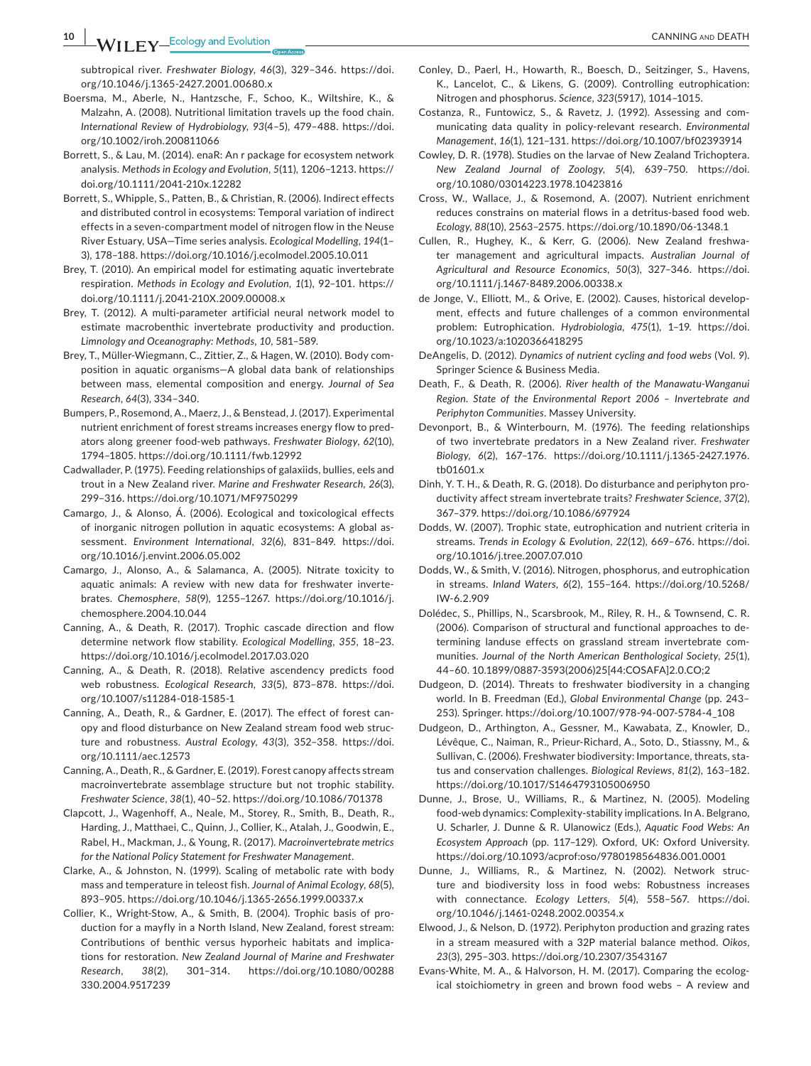subtropical river. *Freshwater Biology*, *46*(3), 329–346. https://doi.org/10.1046/j.1365-2427.2001.00680.x

Boersma, M., Aberle, N., Hantzsche, F., Schoo, K., Wiltshire, K., & Malzahn, A. (2008). Nutritional limitation travels up the food chain. *International Review of Hydrobiology*, *93*(4–5), 479–488. https://doi.org/10.1002/iroh.200811066

Borrett, S., & Lau, M. (2014). enaR: An r package for ecosystem network analysis. *Methods in Ecology and Evolution*, *5*(11), 1206–1213. https://doi.org/10.1111/2041-210x.12282

Borrett, S., Whipple, S., Patten, B., & Christian, R. (2006). Indirect effects and distributed control in ecosystems: Temporal variation of indirect effects in a seven-compartment model of nitrogen flow in the Neuse River Estuary, USA—Time series analysis. *Ecological Modelling*, *194*(1–3), 178–188. https://doi.org/10.1016/j.ecolmodel.2005.10.011

Brey, T. (2010). An empirical model for estimating aquatic invertebrate respiration. *Methods in Ecology and Evolution*, *1*(1), 92–101. https://doi.org/10.1111/j.2041-210X.2009.00008.x

Brey, T. (2012). A multi-parameter artificial neural network model to estimate macrobenthic invertebrate productivity and production. *Limnology and Oceanography: Methods*, *10*, 581–589.

Brey, T., Müller-Wiegmann, C., Zittier, Z., & Hagen, W. (2010). Body composition in aquatic organisms—A global data bank of relationships between mass, elemental composition and energy. *Journal of Sea Research*, *64*(3), 334–340.

Bumpers, P., Rosemond, A., Maerz, J., & Benstead, J. (2017). Experimental nutrient enrichment of forest streams increases energy flow to predators along greener food-web pathways. *Freshwater Biology*, *62*(10), 1794–1805. https://doi.org/10.1111/fwb.12992

Cadwallader, P. (1975). Feeding relationships of galaxiids, bullies, eels and trout in a New Zealand river. *Marine and Freshwater Research*, *26*(3), 299–316. https://doi.org/10.1071/MF9750299

Camargo, J., & Alonso, Á. (2006). Ecological and toxicological effects of inorganic nitrogen pollution in aquatic ecosystems: A global assessment. *Environment International*, *32*(6), 831–849. https://doi.org/10.1016/j.envint.2006.05.002

Camargo, J., Alonso, A., & Salamanca, A. (2005). Nitrate toxicity to aquatic animals: A review with new data for freshwater invertebrates. *Chemosphere*, *58*(9), 1255–1267. https://doi.org/10.1016/j.chemosphere.2004.10.044

Canning, A., & Death, R. (2017). Trophic cascade direction and flow determine network flow stability. *Ecological Modelling*, *355*, 18–23. https://doi.org/10.1016/j.ecolmodel.2017.03.020

Canning, A., & Death, R. (2018). Relative ascendency predicts food web robustness. *Ecological Research*, *33*(5), 873–878. https://doi.org/10.1007/s11284-018-1585-1

Canning, A., Death, R., & Gardner, E. (2017). The effect of forest canopy and flood disturbance on New Zealand stream food web structure and robustness. *Austral Ecology*, *43*(3), 352–358. https://doi.org/10.1111/aec.12573

Canning, A., Death, R., & Gardner, E. (2019). Forest canopy affects stream macroinvertebrate assemblage structure but not trophic stability. *Freshwater Science*, *38*(1), 40–52. https://doi.org/10.1086/701378

Clapcott, J., Wagenhoff, A., Neale, M., Storey, R., Smith, B., Death, R., Harding, J., Matthaei, C., Quinn, J., Collier, K., Atalah, J., Goodwin, E., Rabel, H., Mackman, J., & Young, R. (2017). *Macroinvertebrate metrics for the National Policy Statement for Freshwater Management*.

Clarke, A., & Johnston, N. (1999). Scaling of metabolic rate with body mass and temperature in teleost fish. *Journal of Animal Ecology*, *68*(5), 893–905. https://doi.org/10.1046/j.1365-2656.1999.00337.x

Collier, K., Wright-Stow, A., & Smith, B. (2004). Trophic basis of production for a mayfly in a North Island, New Zealand, forest stream: Contributions of benthic versus hyporheic habitats and implications for restoration. *New Zealand Journal of Marine and Freshwater Research*, *38*(2), 301–314. https://doi.org/10.1080/00288330.2004.9517239

Conley, D., Paerl, H., Howarth, R., Boesch, D., Seitzinger, S., Havens, K., Lancelot, C., & Likens, G. (2009). Controlling eutrophication: Nitrogen and phosphorus. *Science*, *323*(5917), 1014–1015.

Costanza, R., Funtowicz, S., & Ravetz, J. (1992). Assessing and communicating data quality in policy-relevant research. *Environmental Management*, *16*(1), 121–131. https://doi.org/10.1007/bf02393914

Cowley, D. R. (1978). Studies on the larvae of New Zealand Trichoptera. *New Zealand Journal of Zoology*, *5*(4), 639–750. https://doi.org/10.1080/03014223.1978.10423816

Cross, W., Wallace, J., & Rosemond, A. (2007). Nutrient enrichment reduces constrains on material flows in a detritus-based food web. *Ecology*, *88*(10), 2563–2575. https://doi.org/10.1890/06-1348.1

Cullen, R., Hughey, K., & Kerr, G. (2006). New Zealand freshwater management and agricultural impacts. *Australian Journal of Agricultural and Resource Economics*, *50*(3), 327–346. https://doi.org/10.1111/j.1467-8489.2006.00338.x

de Jonge, V., Elliott, M., & Orive, E. (2002). Causes, historical development, effects and future challenges of a common environmental problem: Eutrophication. *Hydrobiologia*, *475*(1), 1–19. https://doi.org/10.1023/a:1020366418295

DeAngelis, D. (2012). *Dynamics of nutrient cycling and food webs* (Vol. *9*). Springer Science & Business Media.

Death, F., & Death, R. (2006). *River health of the Manawatu-Wanganui Region. State of the Environmental Report 2006 – Invertebrate and Periphyton Communities*. Massey University.

Devonport, B., & Winterbourn, M. (1976). The feeding relationships of two invertebrate predators in a New Zealand river. *Freshwater Biology*, *6*(2), 167–176. https://doi.org/10.1111/j.1365-2427.1976.tb01601.x

Dinh, T. H., & Death, R. G. (2018). Do disturbance and periphyton productivity affect stream invertebrate traits? *Freshwater Science*, *37*(2), 367–379. https://doi.org/10.1086/697924

Dodds, W. (2007). Trophic state, eutrophication and nutrient criteria in streams. *Trends in Ecology & Evolution*, *22*(12), 669–676. https://doi.org/10.1016/j.tree.2007.07.010

Dodds, W., & Smith, V. (2016). Nitrogen, phosphorus, and eutrophication in streams. *Inland Waters*, *6*(2), 155–164. https://doi.org/10.5268/IW-6.2.909

Dolédec, S., Phillips, N., Scarsbrook, M., Riley, R. H., & Townsend, C. R. (2006). Comparison of structural and functional approaches to determining landuse effects on grassland stream invertebrate communities. *Journal of the North American Benthological Society*, *25*(1), 44–60. 10.1899/0887-3593(2006)25[44:COSAFA]2.0.CO;2

Dudgeon, D. (2014). Threats to freshwater biodiversity in a changing world. In B. Freedman (Ed.), *Global Environmental Change* (pp. 243–253). Springer. https://doi.org/10.1007/978-94-007-5784-4_108

Dudgeon, D., Arthington, A., Gessner, M., Kawabata, Z., Knowler, D., Lévêque, C., Naiman, R., Prieur-Richard, A., Soto, D., Stiassny, M., & Sullivan, C. (2006). Freshwater biodiversity: Importance, threats, status and conservation challenges. *Biological Reviews*, *81*(2), 163–182. https://doi.org/10.1017/S1464793105006950

Dunne, J., Brose, U., Williams, R., & Martinez, N. (2005). Modeling food-web dynamics: Complexity-stability implications. In A. Belgrano, U. Scharler, J. Dunne & R. Ulanowicz (Eds.), *Aquatic Food Webs: An Ecosystem Approach* (pp. 117–129). Oxford, UK: Oxford University. https://doi.org/10.1093/acprof:oso/9780198564836.001.0001

Dunne, J., Williams, R., & Martinez, N. (2002). Network structure and biodiversity loss in food webs: Robustness increases with connectance. *Ecology Letters*, *5*(4), 558–567. https://doi.org/10.1046/j.1461-0248.2002.00354.x

Elwood, J., & Nelson, D. (1972). Periphyton production and grazing rates in a stream measured with a 32P material balance method. *Oikos*, *23*(3), 295–303. https://doi.org/10.2307/3543167

Evans-White, M. A., & Halvorson, H. M. (2017). Comparing the ecological stoichiometry in green and brown food webs – A review and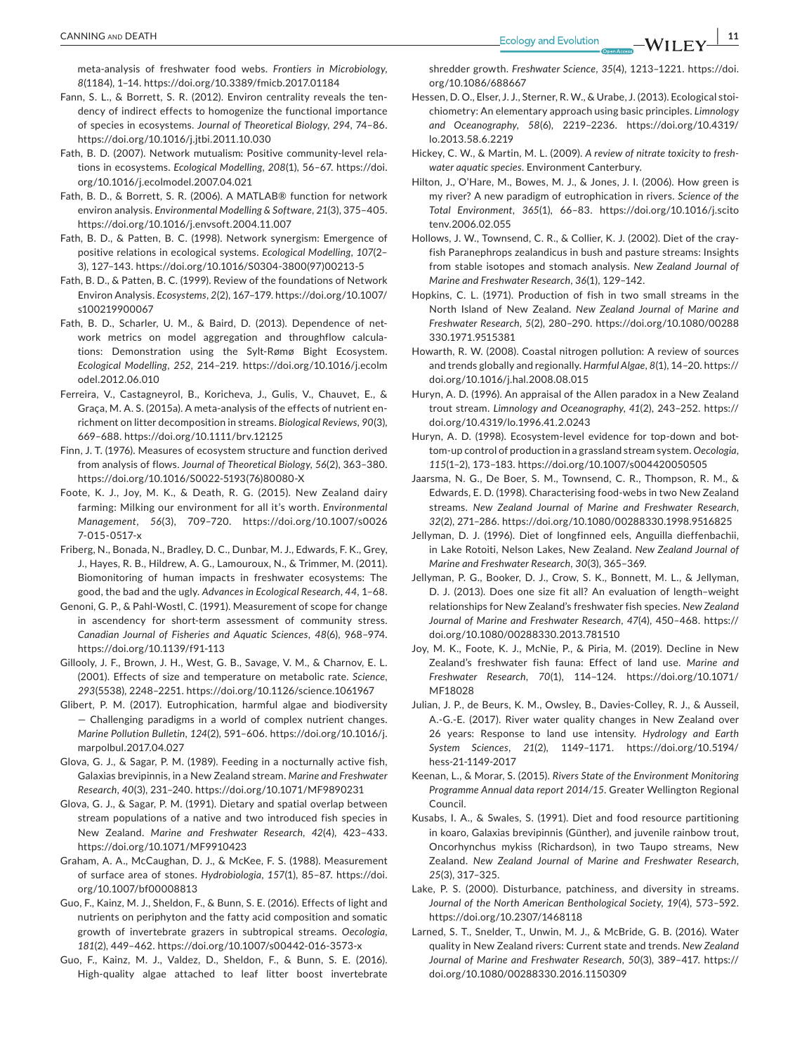meta-analysis of freshwater food webs. *Frontiers in Microbiology*, *8*(1184), 1–14. https://doi.org/10.3389/fmicb.2017.01184

Fann, S. L., & Borrett, S. R. (2012). Environ centrality reveals the tendency of indirect effects to homogenize the functional importance of species in ecosystems. *Journal of Theoretical Biology*, *294*, 74–86. https://doi.org/10.1016/j.jtbi.2011.10.030

Fath, B. D. (2007). Network mutualism: Positive community-level relations in ecosystems. *Ecological Modelling*, *208*(1), 56–67. https://doi.org/10.1016/j.ecolmodel.2007.04.021

Fath, B. D., & Borrett, S. R. (2006). A MATLAB® function for network environ analysis. *Environmental Modelling & Software*, *21*(3), 375–405. https://doi.org/10.1016/j.envsoft.2004.11.007

Fath, B. D., & Patten, B. C. (1998). Network synergism: Emergence of positive relations in ecological systems. *Ecological Modelling*, *107*(2–3), 127–143. https://doi.org/10.1016/S0304-3800(97)00213-5

Fath, B. D., & Patten, B. C. (1999). Review of the foundations of Network Environ Analysis. *Ecosystems*, *2*(2), 167–179. https://doi.org/10.1007/s100219900067

Fath, B. D., Scharler, U. M., & Baird, D. (2013). Dependence of network metrics on model aggregation and throughflow calculations: Demonstration using the Sylt-Rømø Bight Ecosystem. *Ecological Modelling*, *252*, 214–219. https://doi.org/10.1016/j.ecolmodel.2012.06.010

Ferreira, V., Castagneyrol, B., Koricheva, J., Gulis, V., Chauvet, E., & Graça, M. A. S. (2015a). A meta-analysis of the effects of nutrient enrichment on litter decomposition in streams. *Biological Reviews*, *90*(3), 669–688. https://doi.org/10.1111/brv.12125

Finn, J. T. (1976). Measures of ecosystem structure and function derived from analysis of flows. *Journal of Theoretical Biology*, *56*(2), 363–380. https://doi.org/10.1016/S0022-5193(76)80080-X

Foote, K. J., Joy, M. K., & Death, R. G. (2015). New Zealand dairy farming: Milking our environment for all it's worth. *Environmental Management*, *56*(3), 709–720. https://doi.org/10.1007/s00267-015-0517-x

Friberg, N., Bonada, N., Bradley, D. C., Dunbar, M. J., Edwards, F. K., Grey, J., Hayes, R. B., Hildrew, A. G., Lamouroux, N., & Trimmer, M. (2011). Biomonitoring of human impacts in freshwater ecosystems: The good, the bad and the ugly. *Advances in Ecological Research*, *44*, 1–68.

Genoni, G. P., & Pahl-Wostl, C. (1991). Measurement of scope for change in ascendency for short-term assessment of community stress. *Canadian Journal of Fisheries and Aquatic Sciences*, *48*(6), 968–974. https://doi.org/10.1139/f91-113

Gillooly, J. F., Brown, J. H., West, G. B., Savage, V. M., & Charnov, E. L. (2001). Effects of size and temperature on metabolic rate. *Science*, *293*(5538), 2248–2251. https://doi.org/10.1126/science.1061967

Glibert, P. M. (2017). Eutrophication, harmful algae and biodiversity — Challenging paradigms in a world of complex nutrient changes. *Marine Pollution Bulletin*, *124*(2), 591–606. https://doi.org/10.1016/j.marpolbul.2017.04.027

Glova, G. J., & Sagar, P. M. (1989). Feeding in a nocturnally active fish, Galaxias brevipinnis, in a New Zealand stream. *Marine and Freshwater Research*, *40*(3), 231–240. https://doi.org/10.1071/MF9890231

Glova, G. J., & Sagar, P. M. (1991). Dietary and spatial overlap between stream populations of a native and two introduced fish species in New Zealand. *Marine and Freshwater Research*, *42*(4), 423–433. https://doi.org/10.1071/MF9910423

Graham, A. A., McCaughan, D. J., & McKee, F. S. (1988). Measurement of surface area of stones. *Hydrobiologia*, *157*(1), 85–87. https://doi.org/10.1007/bf00008813

Guo, F., Kainz, M. J., Sheldon, F., & Bunn, S. E. (2016). Effects of light and nutrients on periphyton and the fatty acid composition and somatic growth of invertebrate grazers in subtropical streams. *Oecologia*, *181*(2), 449–462. https://doi.org/10.1007/s00442-016-3573-x

Guo, F., Kainz, M. J., Valdez, D., Sheldon, F., & Bunn, S. E. (2016). High-quality algae attached to leaf litter boost invertebrate shredder growth. *Freshwater Science*, *35*(4), 1213–1221. https://doi.org/10.1086/688667

Hessen, D. O., Elser, J. J., Sterner, R. W., & Urabe, J. (2013). Ecological stoichiometry: An elementary approach using basic principles. *Limnology and Oceanography*, *58*(6), 2219–2236. https://doi.org/10.4319/lo.2013.58.6.2219

Hickey, C. W., & Martin, M. L. (2009). *A review of nitrate toxicity to freshwater aquatic species*. Environment Canterbury.

Hilton, J., O'Hare, M., Bowes, M. J., & Jones, J. I. (2006). How green is my river? A new paradigm of eutrophication in rivers. *Science of the Total Environment*, *365*(1), 66–83. https://doi.org/10.1016/j.scitotenv.2006.02.055

Hollows, J. W., Townsend, C. R., & Collier, K. J. (2002). Diet of the crayfish Paranephrops zealandicus in bush and pasture streams: Insights from stable isotopes and stomach analysis. *New Zealand Journal of Marine and Freshwater Research*, *36*(1), 129–142.

Hopkins, C. L. (1971). Production of fish in two small streams in the North Island of New Zealand. *New Zealand Journal of Marine and Freshwater Research*, *5*(2), 280–290. https://doi.org/10.1080/00288330.1971.9515381

Howarth, R. W. (2008). Coastal nitrogen pollution: A review of sources and trends globally and regionally. *Harmful Algae*, *8*(1), 14–20. https://doi.org/10.1016/j.hal.2008.08.015

Huryn, A. D. (1996). An appraisal of the Allen paradox in a New Zealand trout stream. *Limnology and Oceanography*, *41*(2), 243–252. https://doi.org/10.4319/lo.1996.41.2.0243

Huryn, A. D. (1998). Ecosystem-level evidence for top-down and bottom-up control of production in a grassland stream system. *Oecologia*, *115*(1–2), 173–183. https://doi.org/10.1007/s004420050505

Jaarsma, N. G., De Boer, S. M., Townsend, C. R., Thompson, R. M., & Edwards, E. D. (1998). Characterising food-webs in two New Zealand streams. *New Zealand Journal of Marine and Freshwater Research*, *32*(2), 271–286. https://doi.org/10.1080/00288330.1998.9516825

Jellyman, D. J. (1996). Diet of longfinned eels, Anguilla dieffenbachii, in Lake Rotoiti, Nelson Lakes, New Zealand. *New Zealand Journal of Marine and Freshwater Research*, *30*(3), 365–369.

Jellyman, P. G., Booker, D. J., Crow, S. K., Bonnett, M. L., & Jellyman, D. J. (2013). Does one size fit all? An evaluation of length–weight relationships for New Zealand's freshwater fish species. *New Zealand Journal of Marine and Freshwater Research*, *47*(4), 450–468. https://doi.org/10.1080/00288330.2013.781510

Joy, M. K., Foote, K. J., McNie, P., & Piria, M. (2019). Decline in New Zealand's freshwater fish fauna: Effect of land use. *Marine and Freshwater Research*, *70*(1), 114–124. https://doi.org/10.1071/MF18028

Julian, J. P., de Beurs, K. M., Owsley, B., Davies-Colley, R. J., & Ausseil, A.-G.-E. (2017). River water quality changes in New Zealand over 26 years: Response to land use intensity. *Hydrology and Earth System Sciences*, *21*(2), 1149–1171. https://doi.org/10.5194/hess-21-1149-2017

Keenan, L., & Morar, S. (2015). *Rivers State of the Environment Monitoring Programme Annual data report 2014/15*. Greater Wellington Regional Council.

Kusabs, I. A., & Swales, S. (1991). Diet and food resource partitioning in koaro, Galaxias brevipinnis (Günther), and juvenile rainbow trout, Oncorhynchus mykiss (Richardson), in two Taupo streams, New Zealand. *New Zealand Journal of Marine and Freshwater Research*, *25*(3), 317–325.

Lake, P. S. (2000). Disturbance, patchiness, and diversity in streams. *Journal of the North American Benthological Society*, *19*(4), 573–592. https://doi.org/10.2307/1468118

Larned, S. T., Snelder, T., Unwin, M. J., & McBride, G. B. (2016). Water quality in New Zealand rivers: Current state and trends. *New Zealand Journal of Marine and Freshwater Research*, *50*(3), 389–417. https://doi.org/10.1080/00288330.2016.1150309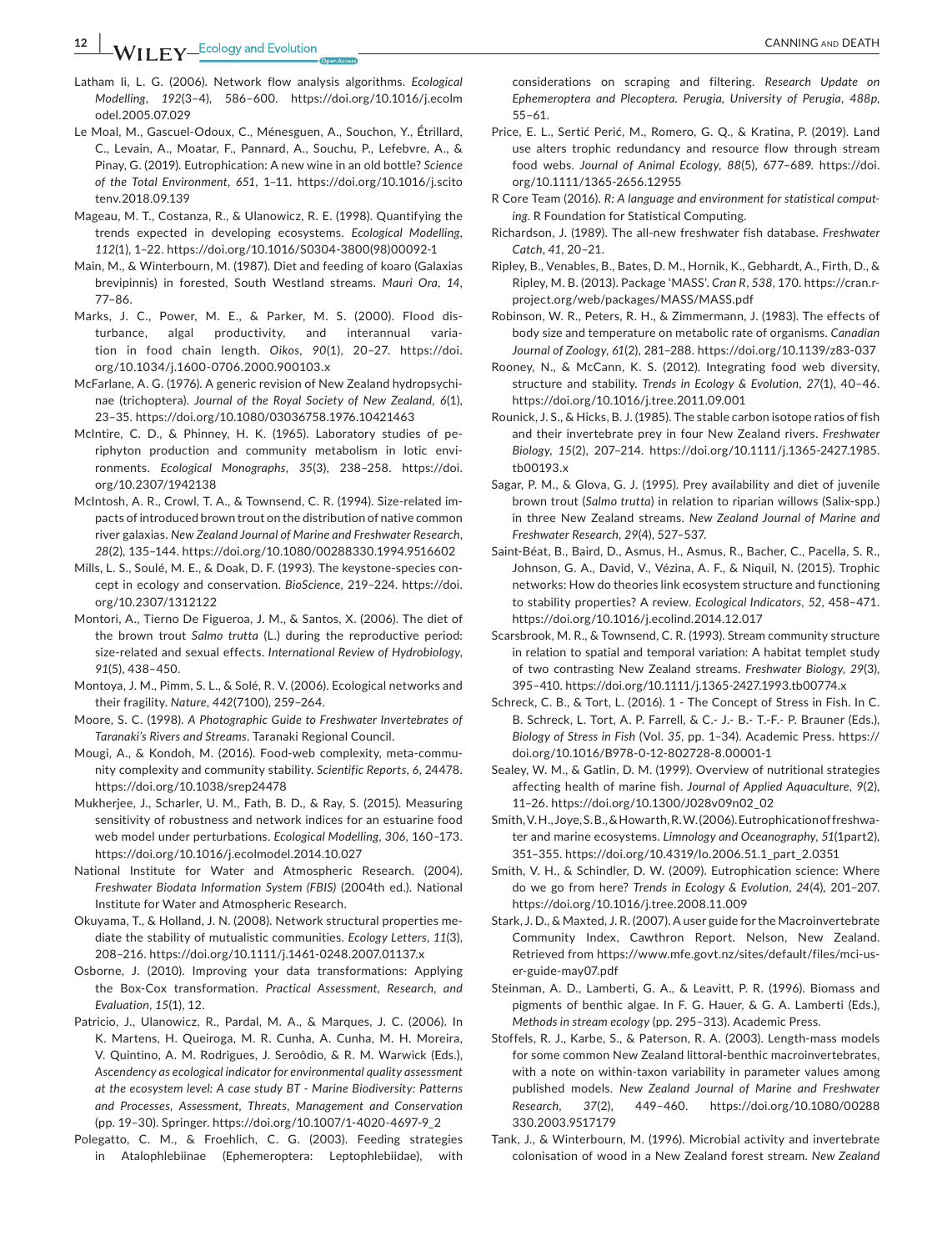Latham Ii, L. G. (2006). Network flow analysis algorithms. *Ecological Modelling*, *192*(3–4), 586–600. https://doi.org/10.1016/j.ecolmodel.2005.07.029

Le Moal, M., Gascuel-Odoux, C., Ménesguen, A., Souchon, Y., Étrillard, C., Levain, A., Moatar, F., Pannard, A., Souchu, P., Lefebvre, A., & Pinay, G. (2019). Eutrophication: A new wine in an old bottle? *Science of the Total Environment*, *651*, 1–11. https://doi.org/10.1016/j.scitotenv.2018.09.139

Mageau, M. T., Costanza, R., & Ulanowicz, R. E. (1998). Quantifying the trends expected in developing ecosystems. *Ecological Modelling*, *112*(1), 1–22. https://doi.org/10.1016/S0304-3800(98)00092-1

Main, M., & Winterbourn, M. (1987). Diet and feeding of koaro (Galaxias brevipinnis) in forested, South Westland streams. *Mauri Ora*, *14*, 77–86.

Marks, J. C., Power, M. E., & Parker, M. S. (2000). Flood disturbance, algal productivity, and interannual variation in food chain length. *Oikos*, *90*(1), 20–27. https://doi.org/10.1034/j.1600-0706.2000.900103.x

McFarlane, A. G. (1976). A generic revision of New Zealand hydropsychinae (trichoptera). *Journal of the Royal Society of New Zealand*, *6*(1), 23–35. https://doi.org/10.1080/03036758.1976.10421463

McIntire, C. D., & Phinney, H. K. (1965). Laboratory studies of periphyton production and community metabolism in lotic environments. *Ecological Monographs*, *35*(3), 238–258. https://doi.org/10.2307/1942138

McIntosh, A. R., Crowl, T. A., & Townsend, C. R. (1994). Size-related impacts of introduced brown trout on the distribution of native common river galaxias. *New Zealand Journal of Marine and Freshwater Research*, *28*(2), 135–144. https://doi.org/10.1080/00288330.1994.9516602

Mills, L. S., Soulé, M. E., & Doak, D. F. (1993). The keystone-species concept in ecology and conservation. *BioScience*, 219–224. https://doi.org/10.2307/1312122

Montori, A., Tierno De Figueroa, J. M., & Santos, X. (2006). The diet of the brown trout *Salmo trutta* (L.) during the reproductive period: size-related and sexual effects. *International Review of Hydrobiology*, *91*(5), 438–450.

Montoya, J. M., Pimm, S. L., & Solé, R. V. (2006). Ecological networks and their fragility. *Nature*, *442*(7100), 259–264.

Moore, S. C. (1998). *A Photographic Guide to Freshwater Invertebrates of Taranaki's Rivers and Streams*. Taranaki Regional Council.

Mougi, A., & Kondoh, M. (2016). Food-web complexity, meta-community complexity and community stability. *Scientific Reports*, *6*, 24478. https://doi.org/10.1038/srep24478

Mukherjee, J., Scharler, U. M., Fath, B. D., & Ray, S. (2015). Measuring sensitivity of robustness and network indices for an estuarine food web model under perturbations. *Ecological Modelling*, *306*, 160–173. https://doi.org/10.1016/j.ecolmodel.2014.10.027

National Institute for Water and Atmospheric Research. (2004). *Freshwater Biodata Information System (FBIS)* (2004th ed.). National Institute for Water and Atmospheric Research.

Okuyama, T., & Holland, J. N. (2008). Network structural properties mediate the stability of mutualistic communities. *Ecology Letters*, *11*(3), 208–216. https://doi.org/10.1111/j.1461-0248.2007.01137.x

Osborne, J. (2010). Improving your data transformations: Applying the Box-Cox transformation. *Practical Assessment, Research, and Evaluation*, *15*(1), 12.

Patricio, J., Ulanowicz, R., Pardal, M. A., & Marques, J. C. (2006). In K. Martens, H. Queiroga, M. R. Cunha, A. Cunha, M. H. Moreira, V. Quintino, A. M. Rodrigues, J. Seroôdio, & R. M. Warwick (Eds.), *Ascendency as ecological indicator for environmental quality assessment at the ecosystem level: A case study BT - Marine Biodiversity: Patterns and Processes, Assessment, Threats, Management and Conservation* (pp. 19–30). Springer. https://doi.org/10.1007/1-4020-4697-9_2

Polegatto, C. M., & Froehlich, C. G. (2003). Feeding strategies in Atalophlebiinae (Ephemeroptera: Leptophlebiidae), with considerations on scraping and filtering. *Research Update on Ephemeroptera and Plecoptera. Perugia, University of Perugia*, *488p*, 55–61.

Price, E. L., Sertić Perić, M., Romero, G. Q., & Kratina, P. (2019). Land use alters trophic redundancy and resource flow through stream food webs. *Journal of Animal Ecology*, *88*(5), 677–689. https://doi.org/10.1111/1365-2656.12955

R Core Team (2016). *R: A language and environment for statistical computing*. R Foundation for Statistical Computing.

Richardson, J. (1989). The all-new freshwater fish database. *Freshwater Catch*, *41*, 20–21.

Ripley, B., Venables, B., Bates, D. M., Hornik, K., Gebhardt, A., Firth, D., & Ripley, M. B. (2013). Package 'MASS'. *Cran R*, *538*, 170. https://cran.r-project.org/web/packages/MASS/MASS.pdf

Robinson, W. R., Peters, R. H., & Zimmermann, J. (1983). The effects of body size and temperature on metabolic rate of organisms. *Canadian Journal of Zoology*, *61*(2), 281–288. https://doi.org/10.1139/z83-037

Rooney, N., & McCann, K. S. (2012). Integrating food web diversity, structure and stability. *Trends in Ecology & Evolution*, *27*(1), 40–46. https://doi.org/10.1016/j.tree.2011.09.001

Rounick, J. S., & Hicks, B. J. (1985). The stable carbon isotope ratios of fish and their invertebrate prey in four New Zealand rivers. *Freshwater Biology*, *15*(2), 207–214. https://doi.org/10.1111/j.1365-2427.1985.tb00193.x

Sagar, P. M., & Glova, G. J. (1995). Prey availability and diet of juvenile brown trout (*Salmo trutta*) in relation to riparian willows (Salix-spp.) in three New Zealand streams. *New Zealand Journal of Marine and Freshwater Research*, *29*(4), 527–537.

Saint-Béat, B., Baird, D., Asmus, H., Asmus, R., Bacher, C., Pacella, S. R., Johnson, G. A., David, V., Vézina, A. F., & Niquil, N. (2015). Trophic networks: How do theories link ecosystem structure and functioning to stability properties? A review. *Ecological Indicators*, *52*, 458–471. https://doi.org/10.1016/j.ecolind.2014.12.017

Scarsbrook, M. R., & Townsend, C. R. (1993). Stream community structure in relation to spatial and temporal variation: A habitat templet study of two contrasting New Zealand streams. *Freshwater Biology*, *29*(3), 395–410. https://doi.org/10.1111/j.1365-2427.1993.tb00774.x

Schreck, C. B., & Tort, L. (2016). 1 - The Concept of Stress in Fish. In C. B. Schreck, L. Tort, A. P. Farrell, & C.- J.- B.- T.-F.- P. Brauner (Eds.), *Biology of Stress in Fish* (Vol. *35*, pp. 1–34). Academic Press. https://doi.org/10.1016/B978-0-12-802728-8.00001-1

Sealey, W. M., & Gatlin, D. M. (1999). Overview of nutritional strategies affecting health of marine fish. *Journal of Applied Aquaculture*, *9*(2), 11–26. https://doi.org/10.1300/J028v09n02_02

Smith, V. H., Joye, S. B., & Howarth, R. W. (2006). Eutrophication of freshwater and marine ecosystems. *Limnology and Oceanography*, *51*(1part2), 351–355. https://doi.org/10.4319/lo.2006.51.1_part_2.0351

Smith, V. H., & Schindler, D. W. (2009). Eutrophication science: Where do we go from here? *Trends in Ecology & Evolution*, *24*(4), 201–207. https://doi.org/10.1016/j.tree.2008.11.009

Stark, J. D., & Maxted, J. R. (2007). A user guide for the Macroinvertebrate Community Index, Cawthron Report. Nelson, New Zealand. Retrieved from https://www.mfe.govt.nz/sites/default/files/mci-user-guide-may07.pdf

Steinman, A. D., Lamberti, G. A., & Leavitt, P. R. (1996). Biomass and pigments of benthic algae. In F. G. Hauer, & G. A. Lamberti (Eds.), *Methods in stream ecology* (pp. 295–313). Academic Press.

Stoffels, R. J., Karbe, S., & Paterson, R. A. (2003). Length-mass models for some common New Zealand littoral-benthic macroinvertebrates, with a note on within-taxon variability in parameter values among published models. *New Zealand Journal of Marine and Freshwater Research*, *37*(2), 449–460. https://doi.org/10.1080/00288330.2003.9517179

Tank, J., & Winterbourn, M. (1996). Microbial activity and invertebrate colonisation of wood in a New Zealand forest stream. *New Zealand*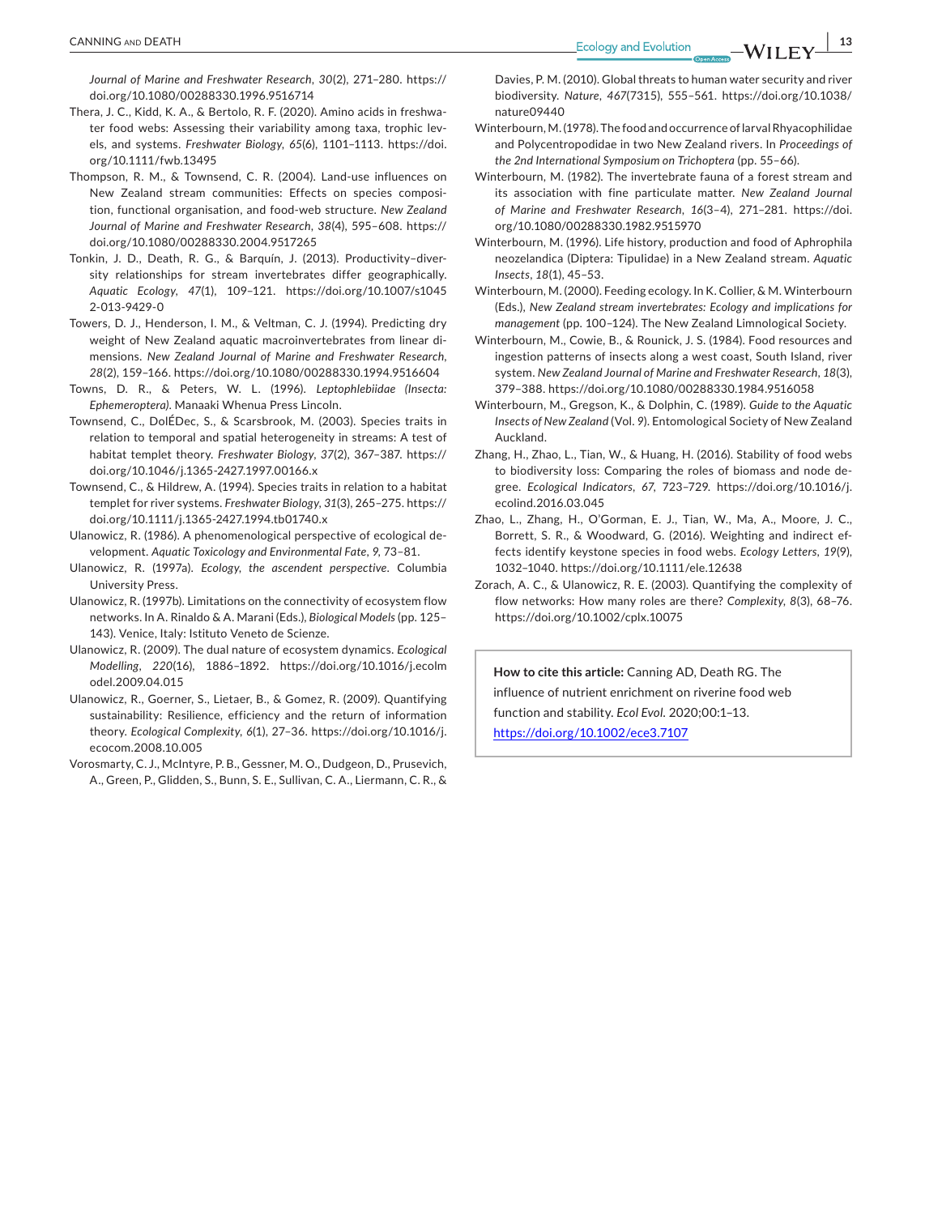*Journal of Marine and Freshwater Research*, *30*(2), 271–280. https://doi.org/10.1080/00288330.1996.9516714

Thera, J. C., Kidd, K. A., & Bertolo, R. F. (2020). Amino acids in freshwater food webs: Assessing their variability among taxa, trophic levels, and systems. *Freshwater Biology*, *65*(6), 1101–1113. https://doi.org/10.1111/fwb.13495

Thompson, R. M., & Townsend, C. R. (2004). Land-use influences on New Zealand stream communities: Effects on species composition, functional organisation, and food-web structure. *New Zealand Journal of Marine and Freshwater Research*, *38*(4), 595–608. https://doi.org/10.1080/00288330.2004.9517265

Tonkin, J. D., Death, R. G., & Barquín, J. (2013). Productivity–diversity relationships for stream invertebrates differ geographically. *Aquatic Ecology*, *47*(1), 109–121. https://doi.org/10.1007/s10452-013-9429-0

Towers, D. J., Henderson, I. M., & Veltman, C. J. (1994). Predicting dry weight of New Zealand aquatic macroinvertebrates from linear dimensions. *New Zealand Journal of Marine and Freshwater Research*, *28*(2), 159–166. https://doi.org/10.1080/00288330.1994.9516604

Towns, D. R., & Peters, W. L. (1996). *Leptophlebiidae (Insecta: Ephemeroptera)*. Manaaki Whenua Press Lincoln.

Townsend, C., DolÉDec, S., & Scarsbrook, M. (2003). Species traits in relation to temporal and spatial heterogeneity in streams: A test of habitat templet theory. *Freshwater Biology*, *37*(2), 367–387. https://doi.org/10.1046/j.1365-2427.1997.00166.x

Townsend, C., & Hildrew, A. (1994). Species traits in relation to a habitat templet for river systems. *Freshwater Biology*, *31*(3), 265–275. https://doi.org/10.1111/j.1365-2427.1994.tb01740.x

Ulanowicz, R. (1986). A phenomenological perspective of ecological development. *Aquatic Toxicology and Environmental Fate*, *9*, 73–81.

Ulanowicz, R. (1997a). *Ecology, the ascendent perspective*. Columbia University Press.

Ulanowicz, R. (1997b). Limitations on the connectivity of ecosystem flow networks. In A. Rinaldo & A. Marani (Eds.), *Biological Models* (pp. 125–143). Venice, Italy: Istituto Veneto de Scienze.

Ulanowicz, R. (2009). The dual nature of ecosystem dynamics. *Ecological Modelling*, *220*(16), 1886–1892. https://doi.org/10.1016/j.ecolmodel.2009.04.015

Ulanowicz, R., Goerner, S., Lietaer, B., & Gomez, R. (2009). Quantifying sustainability: Resilience, efficiency and the return of information theory. *Ecological Complexity*, *6*(1), 27–36. https://doi.org/10.1016/j.ecocom.2008.10.005

Vorosmarty, C. J., McIntyre, P. B., Gessner, M. O., Dudgeon, D., Prusevich, A., Green, P., Glidden, S., Bunn, S. E., Sullivan, C. A., Liermann, C. R., & Davies, P. M. (2010). Global threats to human water security and river biodiversity. *Nature*, *467*(7315), 555–561. https://doi.org/10.1038/nature09440

Winterbourn, M. (1978). The food and occurrence of larval Rhyacophilidae and Polycentropodidae in two New Zealand rivers. In *Proceedings of the 2nd International Symposium on Trichoptera* (pp. 55–66).

Winterbourn, M. (1982). The invertebrate fauna of a forest stream and its association with fine particulate matter. *New Zealand Journal of Marine and Freshwater Research*, *16*(3–4), 271–281. https://doi.org/10.1080/00288330.1982.9515970

Winterbourn, M. (1996). Life history, production and food of Aphrophila neozelandica (Diptera: Tipulidae) in a New Zealand stream. *Aquatic Insects*, *18*(1), 45–53.

Winterbourn, M. (2000). Feeding ecology. In K. Collier, & M. Winterbourn (Eds.), *New Zealand stream invertebrates: Ecology and implications for management* (pp. 100–124). The New Zealand Limnological Society.

Winterbourn, M., Cowie, B., & Rounick, J. S. (1984). Food resources and ingestion patterns of insects along a west coast, South Island, river system. *New Zealand Journal of Marine and Freshwater Research*, *18*(3), 379–388. https://doi.org/10.1080/00288330.1984.9516058

Winterbourn, M., Gregson, K., & Dolphin, C. (1989). *Guide to the Aquatic Insects of New Zealand* (Vol. *9*). Entomological Society of New Zealand Auckland.

Zhang, H., Zhao, L., Tian, W., & Huang, H. (2016). Stability of food webs to biodiversity loss: Comparing the roles of biomass and node degree. *Ecological Indicators*, *67*, 723–729. https://doi.org/10.1016/j.ecolind.2016.03.045

Zhao, L., Zhang, H., O'Gorman, E. J., Tian, W., Ma, A., Moore, J. C., Borrett, S. R., & Woodward, G. (2016). Weighting and indirect effects identify keystone species in food webs. *Ecology Letters*, *19*(9), 1032–1040. https://doi.org/10.1111/ele.12638

Zorach, A. C., & Ulanowicz, R. E. (2003). Quantifying the complexity of flow networks: How many roles are there? *Complexity*, *8*(3), 68–76. https://doi.org/10.1002/cplx.10075

**How to cite this article:** Canning AD, Death RG. The influence of nutrient enrichment on riverine food web function and stability. *Ecol Evol*. 2020;00:1–13. https://doi.org/10.1002/ece3.7107